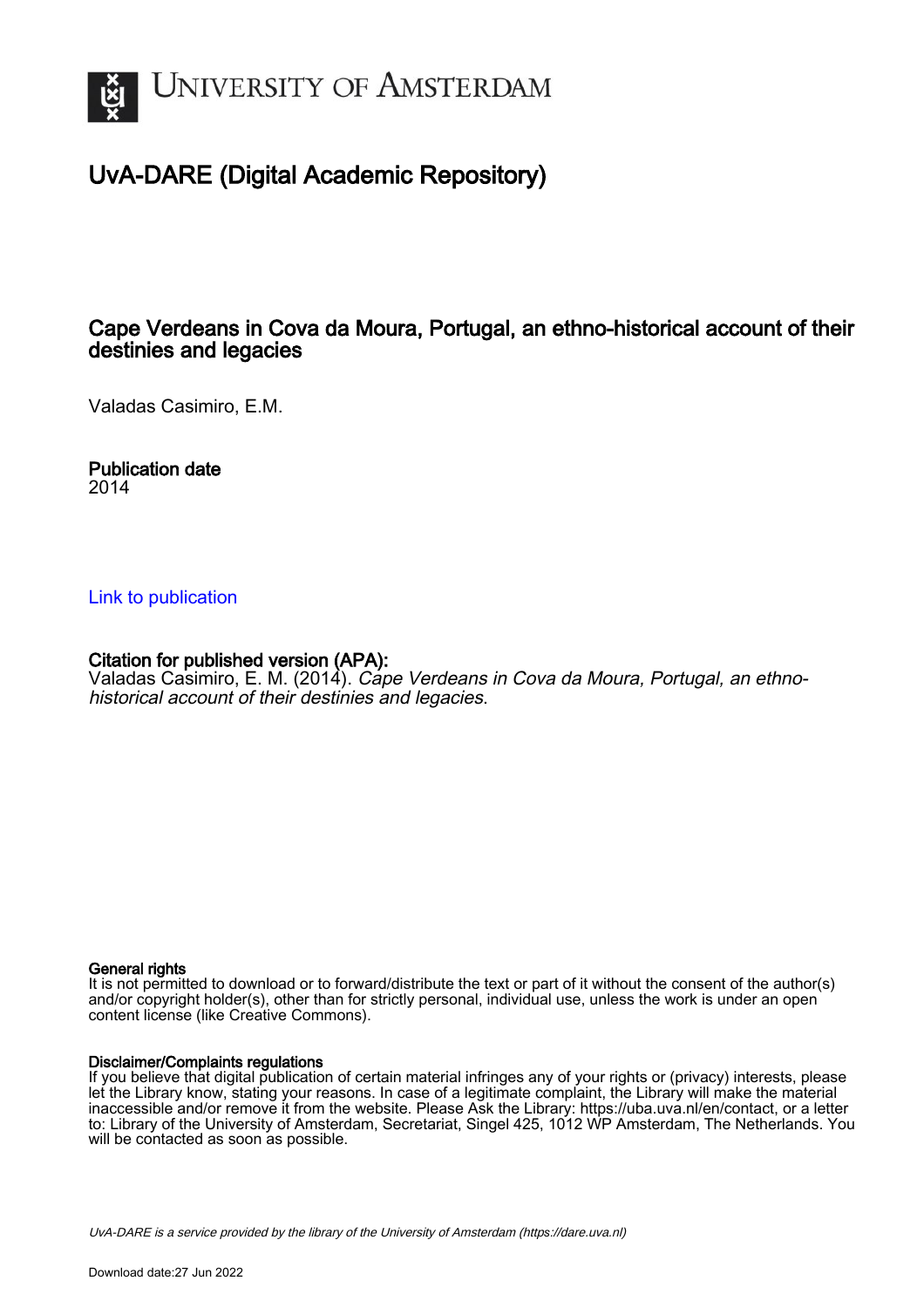UNIVERSITY OF AMSTERDAM

# UvA-DARE (Digital Academic Repository)

## Cape Verdeans in Cova da Moura, Portugal, an ethno-historical account of their destinies and legacies

Valadas Casimiro, E.M.

**Publication date**
2014

[Link to publication](#)

**Citation for published version (APA):**
Valadas Casimiro, E. M. (2014). *Cape Verdeans in Cova da Moura, Portugal, an ethno-historical account of their destinies and legacies*.

**General rights**
It is not permitted to download or to forward/distribute the text or part of it without the consent of the author(s) and/or copyright holder(s), other than for strictly personal, individual use, unless the work is under an open content license (like Creative Commons).

**Disclaimer/Complaints regulations**
If you believe that digital publication of certain material infringes any of your rights or (privacy) interests, please let the Library know, stating your reasons. In case of a legitimate complaint, the Library will make the material inaccessible and/or remove it from the website. Please Ask the Library: https://uba.uva.nl/en/contact, or a letter to: Library of the University of Amsterdam, Secretariat, Singel 425, 1012 WP Amsterdam, The Netherlands. You will be contacted as soon as possible.

*UvA-DARE is a service provided by the library of the University of Amsterdam (https://dare.uva.nl)*

Download date:27 Jun 2022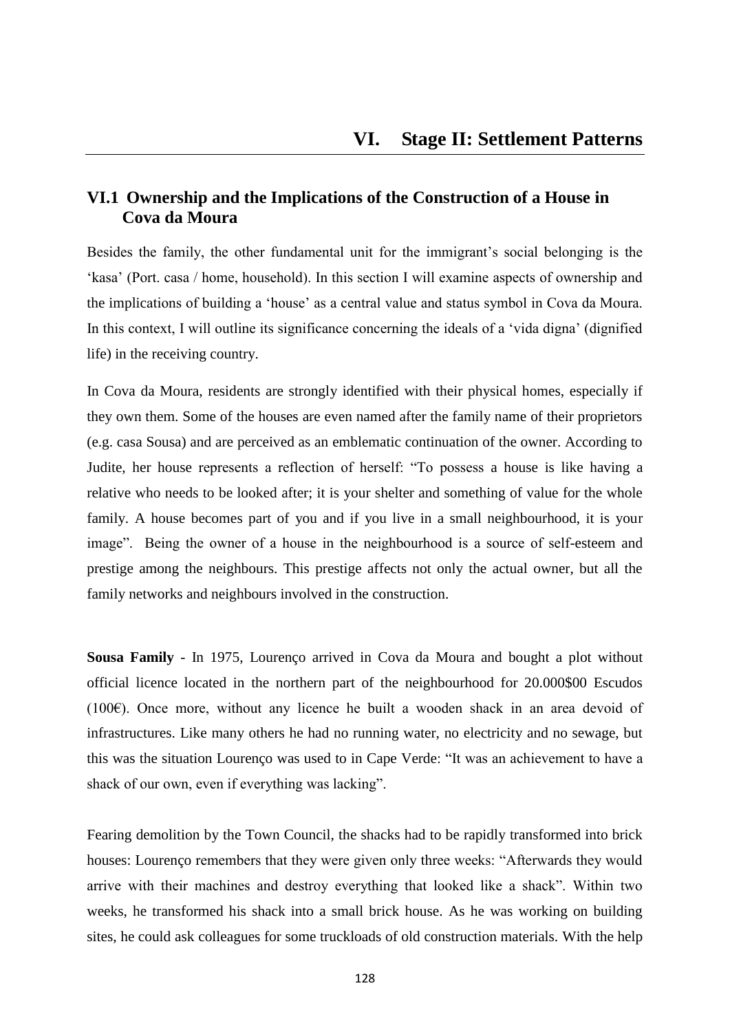# VI. Stage II: Settlement Patterns

## VI.1 Ownership and the Implications of the Construction of a House in Cova da Moura

Besides the family, the other fundamental unit for the immigrant's social belonging is the 'kasa' (Port. casa / home, household). In this section I will examine aspects of ownership and the implications of building a 'house' as a central value and status symbol in Cova da Moura. In this context, I will outline its significance concerning the ideals of a 'vida digna' (dignified life) in the receiving country.

In Cova da Moura, residents are strongly identified with their physical homes, especially if they own them. Some of the houses are even named after the family name of their proprietors (e.g. casa Sousa) and are perceived as an emblematic continuation of the owner. According to Judite, her house represents a reflection of herself: "To possess a house is like having a relative who needs to be looked after; it is your shelter and something of value for the whole family. A house becomes part of you and if you live in a small neighbourhood, it is your image". Being the owner of a house in the neighbourhood is a source of self-esteem and prestige among the neighbours. This prestige affects not only the actual owner, but all the family networks and neighbours involved in the construction.

**Sousa Family** - In 1975, Lourenço arrived in Cova da Moura and bought a plot without official licence located in the northern part of the neighbourhood for 20.000$00 Escudos (100€). Once more, without any licence he built a wooden shack in an area devoid of infrastructures. Like many others he had no running water, no electricity and no sewage, but this was the situation Lourenço was used to in Cape Verde: "It was an achievement to have a shack of our own, even if everything was lacking".

Fearing demolition by the Town Council, the shacks had to be rapidly transformed into brick houses: Lourenço remembers that they were given only three weeks: "Afterwards they would arrive with their machines and destroy everything that looked like a shack". Within two weeks, he transformed his shack into a small brick house. As he was working on building sites, he could ask colleagues for some truckloads of old construction materials. With the help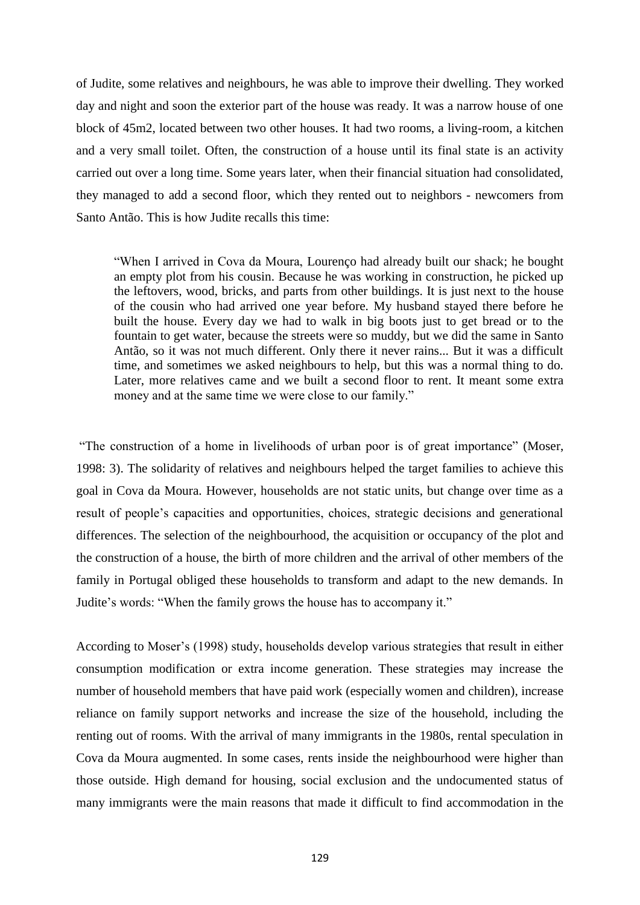of Judite, some relatives and neighbours, he was able to improve their dwelling. They worked day and night and soon the exterior part of the house was ready. It was a narrow house of one block of 45m2, located between two other houses. It had two rooms, a living-room, a kitchen and a very small toilet. Often, the construction of a house until its final state is an activity carried out over a long time. Some years later, when their financial situation had consolidated, they managed to add a second floor, which they rented out to neighbors - newcomers from Santo Antão. This is how Judite recalls this time:

> "When I arrived in Cova da Moura, Lourenço had already built our shack; he bought an empty plot from his cousin. Because he was working in construction, he picked up the leftovers, wood, bricks, and parts from other buildings. It is just next to the house of the cousin who had arrived one year before. My husband stayed there before he built the house. Every day we had to walk in big boots just to get bread or to the fountain to get water, because the streets were so muddy, but we did the same in Santo Antão, so it was not much different. Only there it never rains... But it was a difficult time, and sometimes we asked neighbours to help, but this was a normal thing to do. Later, more relatives came and we built a second floor to rent. It meant some extra money and at the same time we were close to our family."

"The construction of a home in livelihoods of urban poor is of great importance" (Moser, 1998: 3). The solidarity of relatives and neighbours helped the target families to achieve this goal in Cova da Moura. However, households are not static units, but change over time as a result of people's capacities and opportunities, choices, strategic decisions and generational differences. The selection of the neighbourhood, the acquisition or occupancy of the plot and the construction of a house, the birth of more children and the arrival of other members of the family in Portugal obliged these households to transform and adapt to the new demands. In Judite's words: "When the family grows the house has to accompany it."

According to Moser's (1998) study, households develop various strategies that result in either consumption modification or extra income generation. These strategies may increase the number of household members that have paid work (especially women and children), increase reliance on family support networks and increase the size of the household, including the renting out of rooms. With the arrival of many immigrants in the 1980s, rental speculation in Cova da Moura augmented. In some cases, rents inside the neighbourhood were higher than those outside. High demand for housing, social exclusion and the undocumented status of many immigrants were the main reasons that made it difficult to find accommodation in the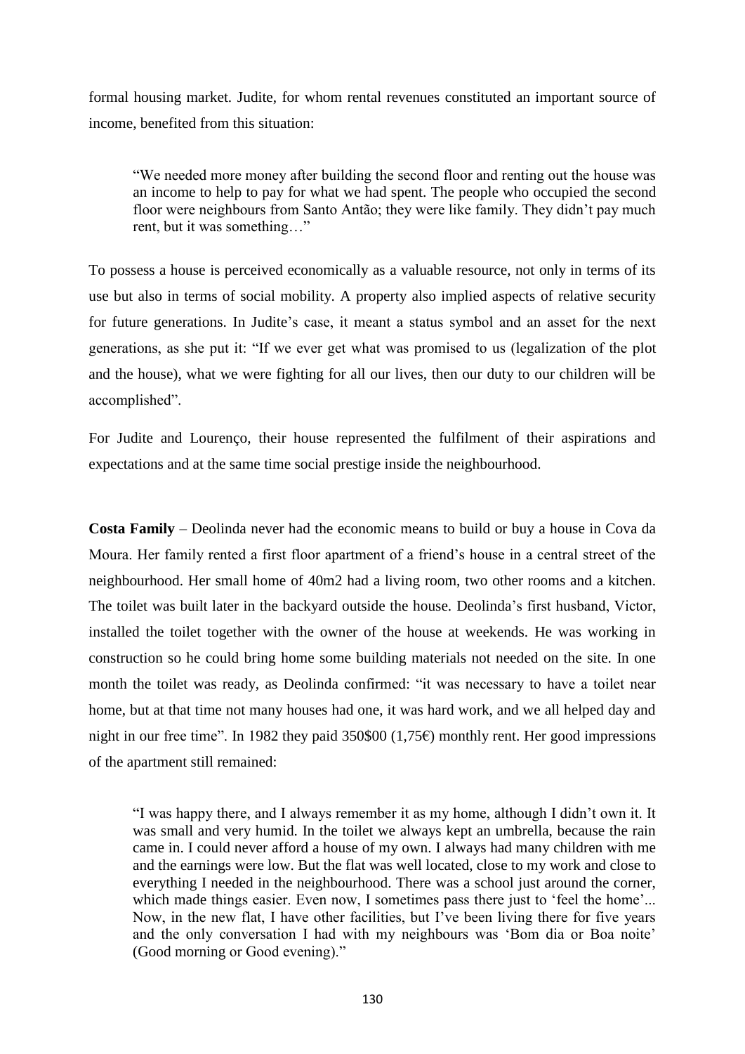formal housing market. Judite, for whom rental revenues constituted an important source of income, benefited from this situation:

> "We needed more money after building the second floor and renting out the house was an income to help to pay for what we had spent. The people who occupied the second floor were neighbours from Santo Antão; they were like family. They didn't pay much rent, but it was something…"

To possess a house is perceived economically as a valuable resource, not only in terms of its use but also in terms of social mobility. A property also implied aspects of relative security for future generations. In Judite's case, it meant a status symbol and an asset for the next generations, as she put it: "If we ever get what was promised to us (legalization of the plot and the house), what we were fighting for all our lives, then our duty to our children will be accomplished".

For Judite and Lourenço, their house represented the fulfilment of their aspirations and expectations and at the same time social prestige inside the neighbourhood.

**Costa Family** – Deolinda never had the economic means to build or buy a house in Cova da Moura. Her family rented a first floor apartment of a friend's house in a central street of the neighbourhood. Her small home of 40m2 had a living room, two other rooms and a kitchen. The toilet was built later in the backyard outside the house. Deolinda's first husband, Victor, installed the toilet together with the owner of the house at weekends. He was working in construction so he could bring home some building materials not needed on the site. In one month the toilet was ready, as Deolinda confirmed: "it was necessary to have a toilet near home, but at that time not many houses had one, it was hard work, and we all helped day and night in our free time". In 1982 they paid 350$00 (1,75€) monthly rent. Her good impressions of the apartment still remained:

> "I was happy there, and I always remember it as my home, although I didn't own it. It was small and very humid. In the toilet we always kept an umbrella, because the rain came in. I could never afford a house of my own. I always had many children with me and the earnings were low. But the flat was well located, close to my work and close to everything I needed in the neighbourhood. There was a school just around the corner, which made things easier. Even now, I sometimes pass there just to 'feel the home'... Now, in the new flat, I have other facilities, but I've been living there for five years and the only conversation I had with my neighbours was 'Bom dia or Boa noite' (Good morning or Good evening)."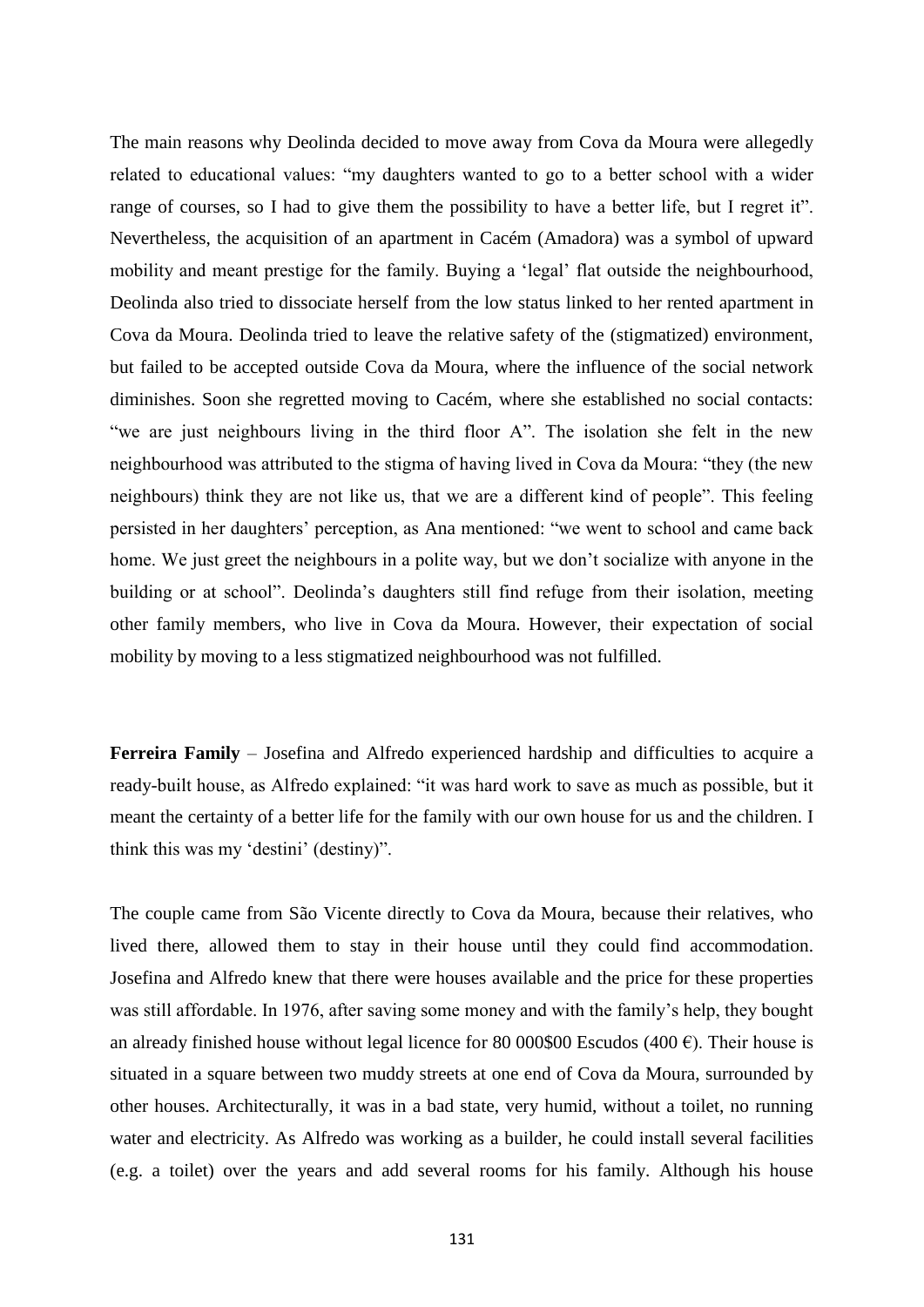The main reasons why Deolinda decided to move away from Cova da Moura were allegedly related to educational values: "my daughters wanted to go to a better school with a wider range of courses, so I had to give them the possibility to have a better life, but I regret it". Nevertheless, the acquisition of an apartment in Cacém (Amadora) was a symbol of upward mobility and meant prestige for the family. Buying a 'legal' flat outside the neighbourhood, Deolinda also tried to dissociate herself from the low status linked to her rented apartment in Cova da Moura. Deolinda tried to leave the relative safety of the (stigmatized) environment, but failed to be accepted outside Cova da Moura, where the influence of the social network diminishes. Soon she regretted moving to Cacém, where she established no social contacts: "we are just neighbours living in the third floor A". The isolation she felt in the new neighbourhood was attributed to the stigma of having lived in Cova da Moura: "they (the new neighbours) think they are not like us, that we are a different kind of people". This feeling persisted in her daughters' perception, as Ana mentioned: "we went to school and came back home. We just greet the neighbours in a polite way, but we don't socialize with anyone in the building or at school". Deolinda's daughters still find refuge from their isolation, meeting other family members, who live in Cova da Moura. However, their expectation of social mobility by moving to a less stigmatized neighbourhood was not fulfilled.

**Ferreira Family** – Josefina and Alfredo experienced hardship and difficulties to acquire a ready-built house, as Alfredo explained: "it was hard work to save as much as possible, but it meant the certainty of a better life for the family with our own house for us and the children. I think this was my 'destini' (destiny)".

The couple came from São Vicente directly to Cova da Moura, because their relatives, who lived there, allowed them to stay in their house until they could find accommodation. Josefina and Alfredo knew that there were houses available and the price for these properties was still affordable. In 1976, after saving some money and with the family's help, they bought an already finished house without legal licence for 80 000$00 Escudos (400 €). Their house is situated in a square between two muddy streets at one end of Cova da Moura, surrounded by other houses. Architecturally, it was in a bad state, very humid, without a toilet, no running water and electricity. As Alfredo was working as a builder, he could install several facilities (e.g. a toilet) over the years and add several rooms for his family. Although his house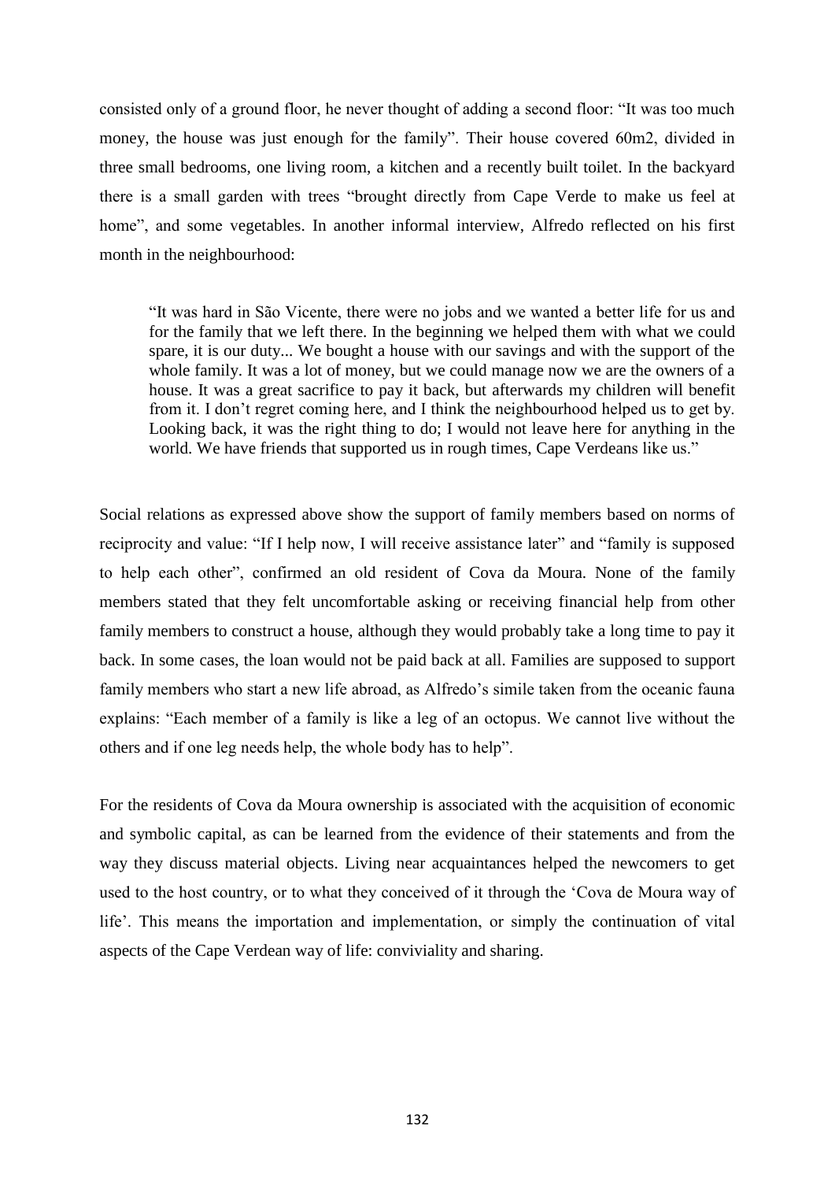consisted only of a ground floor, he never thought of adding a second floor: "It was too much money, the house was just enough for the family". Their house covered 60m2, divided in three small bedrooms, one living room, a kitchen and a recently built toilet. In the backyard there is a small garden with trees "brought directly from Cape Verde to make us feel at home", and some vegetables. In another informal interview, Alfredo reflected on his first month in the neighbourhood:

> "It was hard in São Vicente, there were no jobs and we wanted a better life for us and for the family that we left there. In the beginning we helped them with what we could spare, it is our duty... We bought a house with our savings and with the support of the whole family. It was a lot of money, but we could manage now we are the owners of a house. It was a great sacrifice to pay it back, but afterwards my children will benefit from it. I don't regret coming here, and I think the neighbourhood helped us to get by. Looking back, it was the right thing to do; I would not leave here for anything in the world. We have friends that supported us in rough times, Cape Verdeans like us."

Social relations as expressed above show the support of family members based on norms of reciprocity and value: "If I help now, I will receive assistance later" and "family is supposed to help each other", confirmed an old resident of Cova da Moura. None of the family members stated that they felt uncomfortable asking or receiving financial help from other family members to construct a house, although they would probably take a long time to pay it back. In some cases, the loan would not be paid back at all. Families are supposed to support family members who start a new life abroad, as Alfredo's simile taken from the oceanic fauna explains: "Each member of a family is like a leg of an octopus. We cannot live without the others and if one leg needs help, the whole body has to help".

For the residents of Cova da Moura ownership is associated with the acquisition of economic and symbolic capital, as can be learned from the evidence of their statements and from the way they discuss material objects. Living near acquaintances helped the newcomers to get used to the host country, or to what they conceived of it through the 'Cova de Moura way of life'. This means the importation and implementation, or simply the continuation of vital aspects of the Cape Verdean way of life: conviviality and sharing.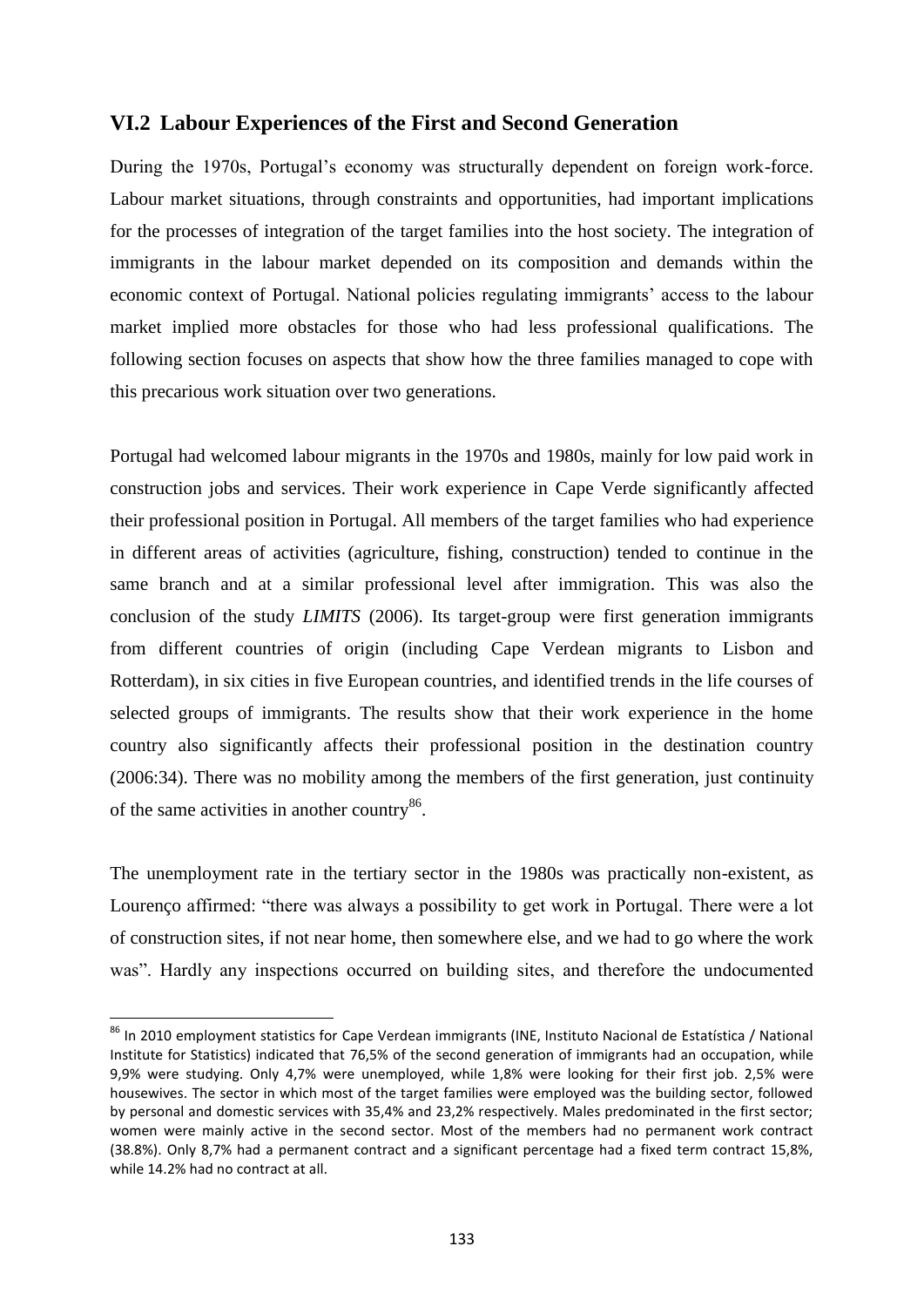## VI.2 Labour Experiences of the First and Second Generation

During the 1970s, Portugal's economy was structurally dependent on foreign work-force. Labour market situations, through constraints and opportunities, had important implications for the processes of integration of the target families into the host society. The integration of immigrants in the labour market depended on its composition and demands within the economic context of Portugal. National policies regulating immigrants' access to the labour market implied more obstacles for those who had less professional qualifications. The following section focuses on aspects that show how the three families managed to cope with this precarious work situation over two generations.

Portugal had welcomed labour migrants in the 1970s and 1980s, mainly for low paid work in construction jobs and services. Their work experience in Cape Verde significantly affected their professional position in Portugal. All members of the target families who had experience in different areas of activities (agriculture, fishing, construction) tended to continue in the same branch and at a similar professional level after immigration. This was also the conclusion of the study *LIMITS* (2006). Its target-group were first generation immigrants from different countries of origin (including Cape Verdean migrants to Lisbon and Rotterdam), in six cities in five European countries, and identified trends in the life courses of selected groups of immigrants. The results show that their work experience in the home country also significantly affects their professional position in the destination country (2006:34). There was no mobility among the members of the first generation, just continuity of the same activities in another country[86].

The unemployment rate in the tertiary sector in the 1980s was practically non-existent, as Lourenço affirmed: "there was always a possibility to get work in Portugal. There were a lot of construction sites, if not near home, then somewhere else, and we had to go where the work was". Hardly any inspections occurred on building sites, and therefore the undocumented

[86] In 2010 employment statistics for Cape Verdean immigrants (INE, Instituto Nacional de Estatística / National Institute for Statistics) indicated that 76,5% of the second generation of immigrants had an occupation, while 9,9% were studying. Only 4,7% were unemployed, while 1,8% were looking for their first job. 2,5% were housewives. The sector in which most of the target families were employed was the building sector, followed by personal and domestic services with 35,4% and 23,2% respectively. Males predominated in the first sector; women were mainly active in the second sector. Most of the members had no permanent work contract (38.8%). Only 8,7% had a permanent contract and a significant percentage had a fixed term contract 15,8%, while 14.2% had no contract at all.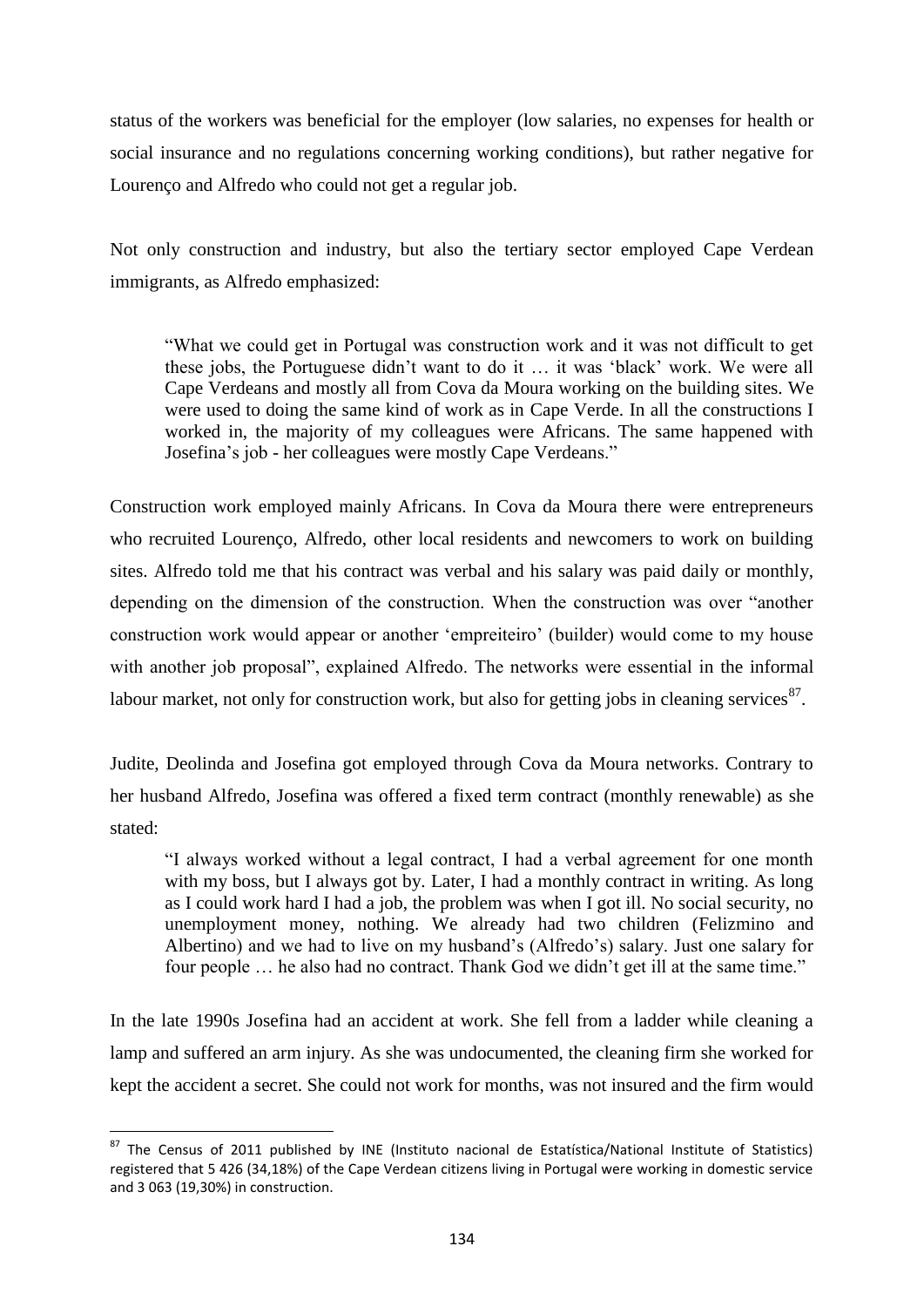status of the workers was beneficial for the employer (low salaries, no expenses for health or social insurance and no regulations concerning working conditions), but rather negative for Lourenço and Alfredo who could not get a regular job.

Not only construction and industry, but also the tertiary sector employed Cape Verdean immigrants, as Alfredo emphasized:

> "What we could get in Portugal was construction work and it was not difficult to get these jobs, the Portuguese didn't want to do it … it was 'black' work. We were all Cape Verdeans and mostly all from Cova da Moura working on the building sites. We were used to doing the same kind of work as in Cape Verde. In all the constructions I worked in, the majority of my colleagues were Africans. The same happened with Josefina's job - her colleagues were mostly Cape Verdeans."

Construction work employed mainly Africans. In Cova da Moura there were entrepreneurs who recruited Lourenço, Alfredo, other local residents and newcomers to work on building sites. Alfredo told me that his contract was verbal and his salary was paid daily or monthly, depending on the dimension of the construction. When the construction was over "another construction work would appear or another 'empreiteiro' (builder) would come to my house with another job proposal", explained Alfredo. The networks were essential in the informal labour market, not only for construction work, but also for getting jobs in cleaning services[87].

Judite, Deolinda and Josefina got employed through Cova da Moura networks. Contrary to her husband Alfredo, Josefina was offered a fixed term contract (monthly renewable) as she stated:

> "I always worked without a legal contract, I had a verbal agreement for one month with my boss, but I always got by. Later, I had a monthly contract in writing. As long as I could work hard I had a job, the problem was when I got ill. No social security, no unemployment money, nothing. We already had two children (Felizmino and Albertino) and we had to live on my husband's (Alfredo's) salary. Just one salary for four people … he also had no contract. Thank God we didn't get ill at the same time."

In the late 1990s Josefina had an accident at work. She fell from a ladder while cleaning a lamp and suffered an arm injury. As she was undocumented, the cleaning firm she worked for kept the accident a secret. She could not work for months, was not insured and the firm would

[87] The Census of 2011 published by INE (Instituto nacional de Estatística/National Institute of Statistics) registered that 5 426 (34,18%) of the Cape Verdean citizens living in Portugal were working in domestic service and 3 063 (19,30%) in construction.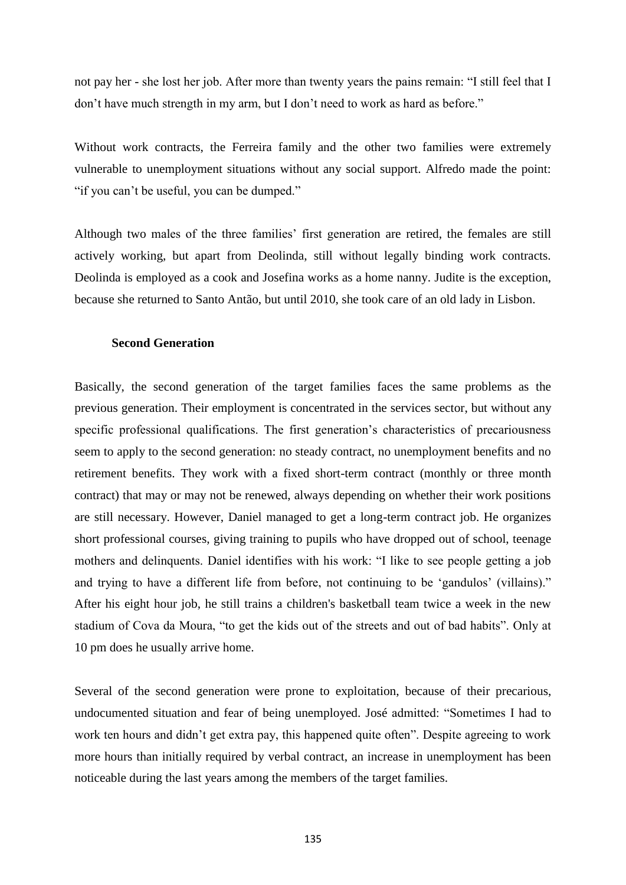not pay her - she lost her job. After more than twenty years the pains remain: "I still feel that I don't have much strength in my arm, but I don't need to work as hard as before."

Without work contracts, the Ferreira family and the other two families were extremely vulnerable to unemployment situations without any social support. Alfredo made the point: "if you can't be useful, you can be dumped."

Although two males of the three families' first generation are retired, the females are still actively working, but apart from Deolinda, still without legally binding work contracts. Deolinda is employed as a cook and Josefina works as a home nanny. Judite is the exception, because she returned to Santo Antão, but until 2010, she took care of an old lady in Lisbon.

### Second Generation

Basically, the second generation of the target families faces the same problems as the previous generation. Their employment is concentrated in the services sector, but without any specific professional qualifications. The first generation's characteristics of precariousness seem to apply to the second generation: no steady contract, no unemployment benefits and no retirement benefits. They work with a fixed short-term contract (monthly or three month contract) that may or may not be renewed, always depending on whether their work positions are still necessary. However, Daniel managed to get a long-term contract job. He organizes short professional courses, giving training to pupils who have dropped out of school, teenage mothers and delinquents. Daniel identifies with his work: "I like to see people getting a job and trying to have a different life from before, not continuing to be 'gandulos' (villains)." After his eight hour job, he still trains a children's basketball team twice a week in the new stadium of Cova da Moura, "to get the kids out of the streets and out of bad habits". Only at 10 pm does he usually arrive home.

Several of the second generation were prone to exploitation, because of their precarious, undocumented situation and fear of being unemployed. José admitted: "Sometimes I had to work ten hours and didn't get extra pay, this happened quite often". Despite agreeing to work more hours than initially required by verbal contract, an increase in unemployment has been noticeable during the last years among the members of the target families.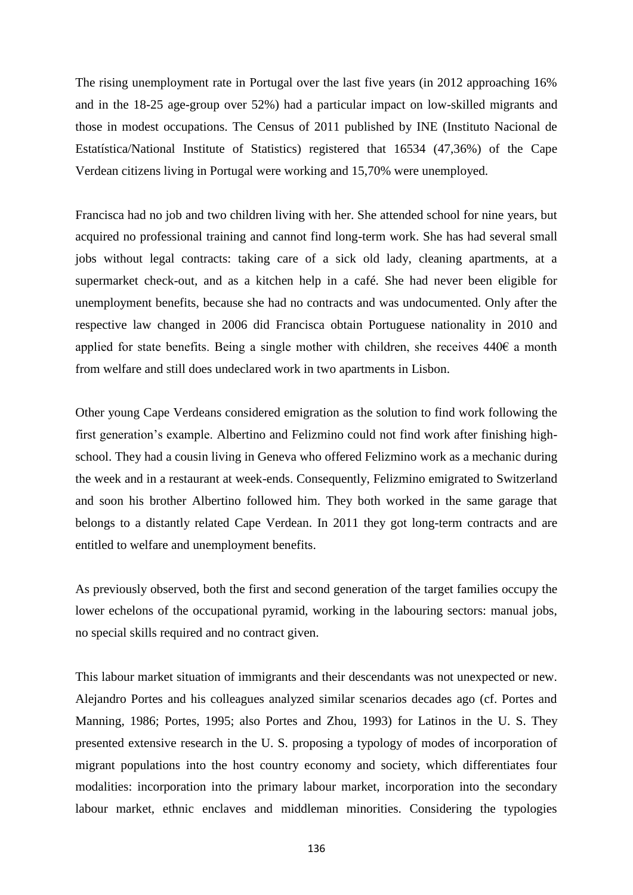The rising unemployment rate in Portugal over the last five years (in 2012 approaching 16% and in the 18-25 age-group over 52%) had a particular impact on low-skilled migrants and those in modest occupations. The Census of 2011 published by INE (Instituto Nacional de Estatística/National Institute of Statistics) registered that 16534 (47,36%) of the Cape Verdean citizens living in Portugal were working and 15,70% were unemployed.

Francisca had no job and two children living with her. She attended school for nine years, but acquired no professional training and cannot find long-term work. She has had several small jobs without legal contracts: taking care of a sick old lady, cleaning apartments, at a supermarket check-out, and as a kitchen help in a café. She had never been eligible for unemployment benefits, because she had no contracts and was undocumented. Only after the respective law changed in 2006 did Francisca obtain Portuguese nationality in 2010 and applied for state benefits. Being a single mother with children, she receives 440€ a month from welfare and still does undeclared work in two apartments in Lisbon.

Other young Cape Verdeans considered emigration as the solution to find work following the first generation's example. Albertino and Felizmino could not find work after finishing high-school. They had a cousin living in Geneva who offered Felizmino work as a mechanic during the week and in a restaurant at week-ends. Consequently, Felizmino emigrated to Switzerland and soon his brother Albertino followed him. They both worked in the same garage that belongs to a distantly related Cape Verdean. In 2011 they got long-term contracts and are entitled to welfare and unemployment benefits.

As previously observed, both the first and second generation of the target families occupy the lower echelons of the occupational pyramid, working in the labouring sectors: manual jobs, no special skills required and no contract given.

This labour market situation of immigrants and their descendants was not unexpected or new. Alejandro Portes and his colleagues analyzed similar scenarios decades ago (cf. Portes and Manning, 1986; Portes, 1995; also Portes and Zhou, 1993) for Latinos in the U. S. They presented extensive research in the U. S. proposing a typology of modes of incorporation of migrant populations into the host country economy and society, which differentiates four modalities: incorporation into the primary labour market, incorporation into the secondary labour market, ethnic enclaves and middleman minorities. Considering the typologies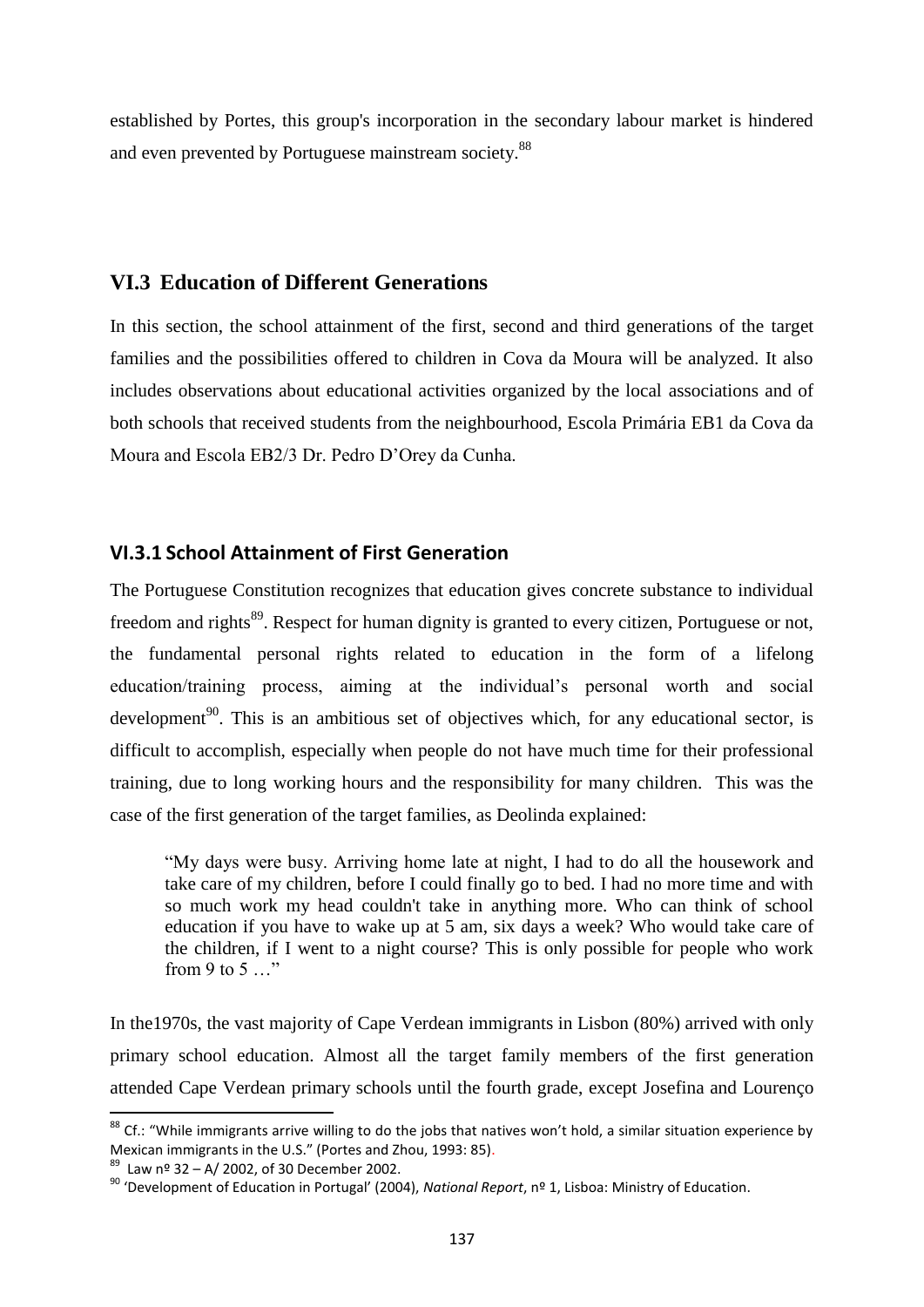established by Portes, this group's incorporation in the secondary labour market is hindered and even prevented by Portuguese mainstream society.[88]

## VI.3 Education of Different Generations

In this section, the school attainment of the first, second and third generations of the target families and the possibilities offered to children in Cova da Moura will be analyzed. It also includes observations about educational activities organized by the local associations and of both schools that received students from the neighbourhood, Escola Primária EB1 da Cova da Moura and Escola EB2/3 Dr. Pedro D'Orey da Cunha.

### VI.3.1 School Attainment of First Generation

The Portuguese Constitution recognizes that education gives concrete substance to individual freedom and rights[89]. Respect for human dignity is granted to every citizen, Portuguese or not, the fundamental personal rights related to education in the form of a lifelong education/training process, aiming at the individual's personal worth and social development[90]. This is an ambitious set of objectives which, for any educational sector, is difficult to accomplish, especially when people do not have much time for their professional training, due to long working hours and the responsibility for many children. This was the case of the first generation of the target families, as Deolinda explained:

> "My days were busy. Arriving home late at night, I had to do all the housework and take care of my children, before I could finally go to bed. I had no more time and with so much work my head couldn't take in anything more. Who can think of school education if you have to wake up at 5 am, six days a week? Who would take care of the children, if I went to a night course? This is only possible for people who work from 9 to 5 …"

In the1970s, the vast majority of Cape Verdean immigrants in Lisbon (80%) arrived with only primary school education. Almost all the target family members of the first generation attended Cape Verdean primary schools until the fourth grade, except Josefina and Lourenço

[88] Cf.: "While immigrants arrive willing to do the jobs that natives won't hold, a similar situation experience by Mexican immigrants in the U.S." (Portes and Zhou, 1993: 85).

[89] Law nº 32 – A/ 2002, of 30 December 2002.

[90] 'Development of Education in Portugal' (2004), *National Report*, nº 1, Lisboa: Ministry of Education.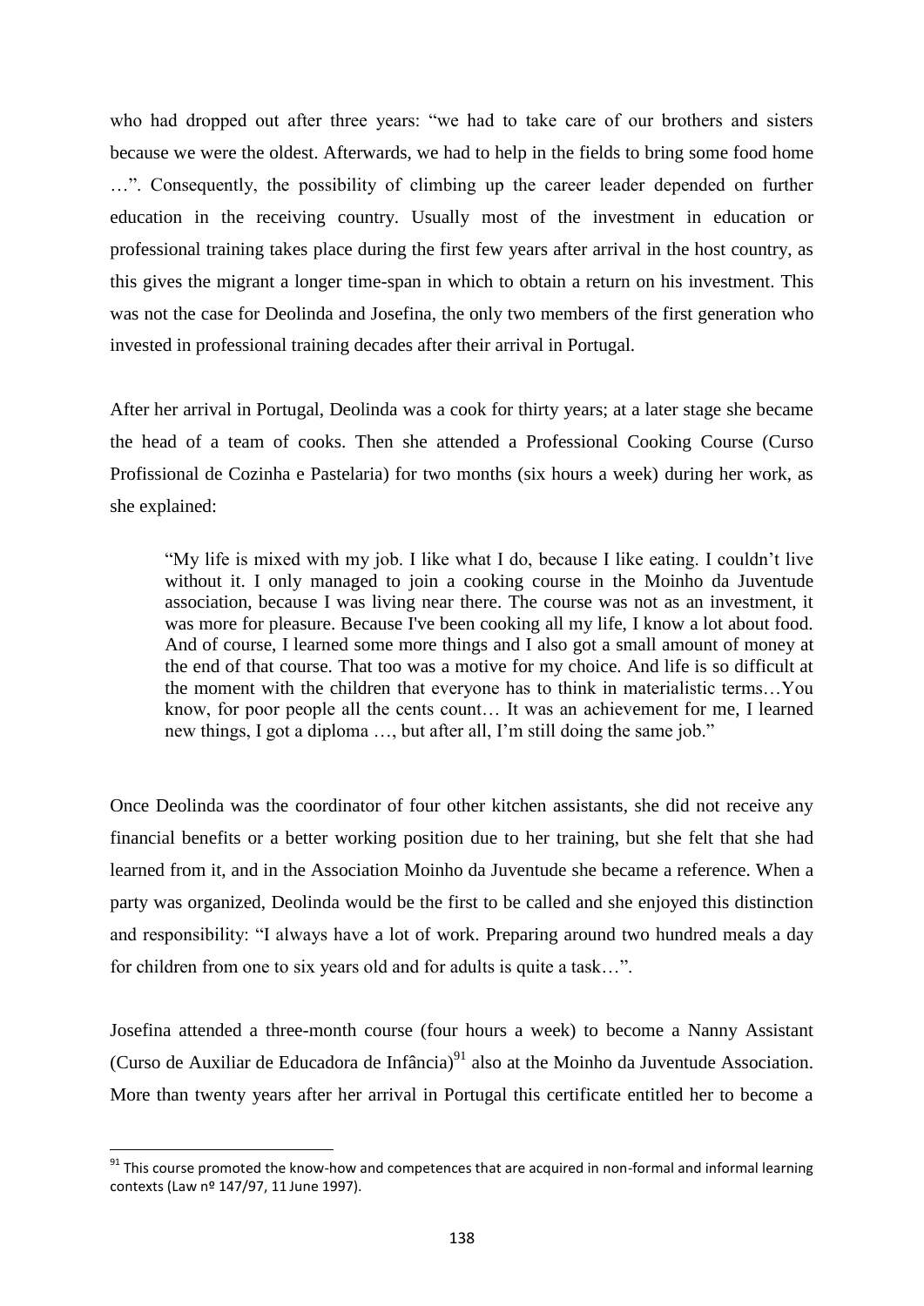who had dropped out after three years: "we had to take care of our brothers and sisters because we were the oldest. Afterwards, we had to help in the fields to bring some food home …". Consequently, the possibility of climbing up the career leader depended on further education in the receiving country. Usually most of the investment in education or professional training takes place during the first few years after arrival in the host country, as this gives the migrant a longer time-span in which to obtain a return on his investment. This was not the case for Deolinda and Josefina, the only two members of the first generation who invested in professional training decades after their arrival in Portugal.

After her arrival in Portugal, Deolinda was a cook for thirty years; at a later stage she became the head of a team of cooks. Then she attended a Professional Cooking Course (Curso Profissional de Cozinha e Pastelaria) for two months (six hours a week) during her work, as she explained:

> "My life is mixed with my job. I like what I do, because I like eating. I couldn't live without it. I only managed to join a cooking course in the Moinho da Juventude association, because I was living near there. The course was not as an investment, it was more for pleasure. Because I've been cooking all my life, I know a lot about food. And of course, I learned some more things and I also got a small amount of money at the end of that course. That too was a motive for my choice. And life is so difficult at the moment with the children that everyone has to think in materialistic terms…You know, for poor people all the cents count… It was an achievement for me, I learned new things, I got a diploma …, but after all, I'm still doing the same job."

Once Deolinda was the coordinator of four other kitchen assistants, she did not receive any financial benefits or a better working position due to her training, but she felt that she had learned from it, and in the Association Moinho da Juventude she became a reference. When a party was organized, Deolinda would be the first to be called and she enjoyed this distinction and responsibility: "I always have a lot of work. Preparing around two hundred meals a day for children from one to six years old and for adults is quite a task…".

Josefina attended a three-month course (four hours a week) to become a Nanny Assistant (Curso de Auxiliar de Educadora de Infância)[91] also at the Moinho da Juventude Association. More than twenty years after her arrival in Portugal this certificate entitled her to become a

[91] This course promoted the know-how and competences that are acquired in non-formal and informal learning contexts (Law nº 147/97, 11 June 1997).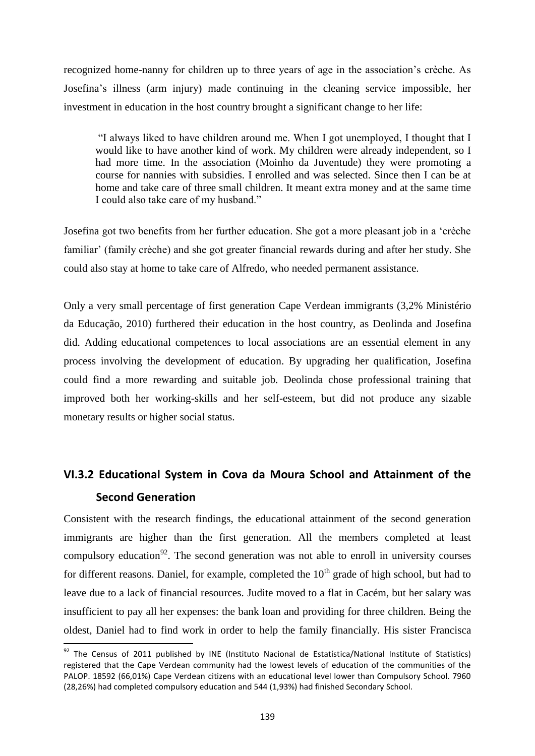recognized home-nanny for children up to three years of age in the association's crèche. As Josefina's illness (arm injury) made continuing in the cleaning service impossible, her investment in education in the host country brought a significant change to her life:

> "I always liked to have children around me. When I got unemployed, I thought that I would like to have another kind of work. My children were already independent, so I had more time. In the association (Moinho da Juventude) they were promoting a course for nannies with subsidies. I enrolled and was selected. Since then I can be at home and take care of three small children. It meant extra money and at the same time I could also take care of my husband."

Josefina got two benefits from her further education. She got a more pleasant job in a 'crèche familiar' (family crèche) and she got greater financial rewards during and after her study. She could also stay at home to take care of Alfredo, who needed permanent assistance.

Only a very small percentage of first generation Cape Verdean immigrants (3,2% Ministério da Educação, 2010) furthered their education in the host country, as Deolinda and Josefina did. Adding educational competences to local associations are an essential element in any process involving the development of education. By upgrading her qualification, Josefina could find a more rewarding and suitable job. Deolinda chose professional training that improved both her working-skills and her self-esteem, but did not produce any sizable monetary results or higher social status.

## VI.3.2 Educational System in Cova da Moura School and Attainment of the Second Generation

Consistent with the research findings, the educational attainment of the second generation immigrants are higher than the first generation. All the members completed at least compulsory education[92]. The second generation was not able to enroll in university courses for different reasons. Daniel, for example, completed the 10th grade of high school, but had to leave due to a lack of financial resources. Judite moved to a flat in Cacém, but her salary was insufficient to pay all her expenses: the bank loan and providing for three children. Being the oldest, Daniel had to find work in order to help the family financially. His sister Francisca

[92] The Census of 2011 published by INE (Instituto Nacional de Estatística/National Institute of Statistics) registered that the Cape Verdean community had the lowest levels of education of the communities of the PALOP. 18592 (66,01%) Cape Verdean citizens with an educational level lower than Compulsory School. 7960 (28,26%) had completed compulsory education and 544 (1,93%) had finished Secondary School.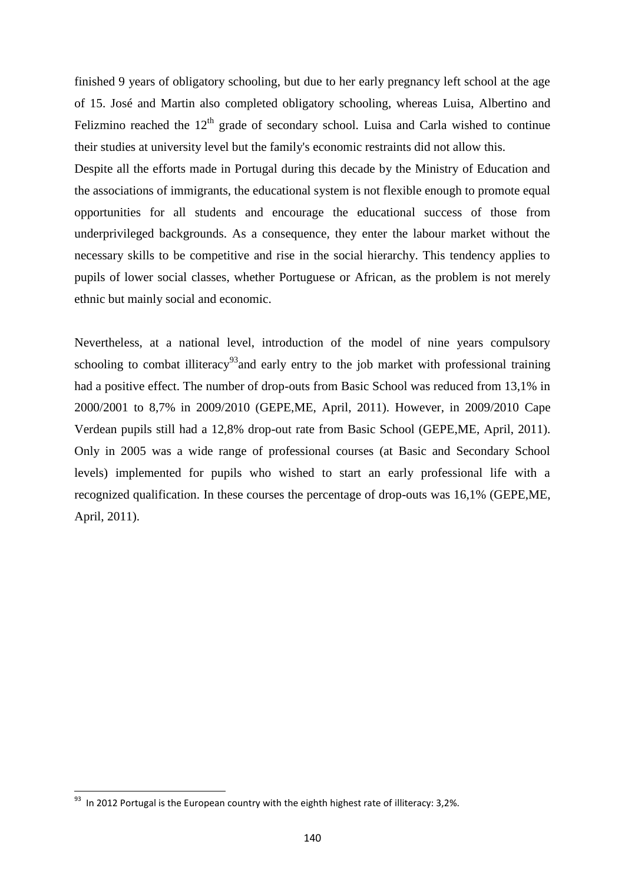finished 9 years of obligatory schooling, but due to her early pregnancy left school at the age of 15. José and Martin also completed obligatory schooling, whereas Luisa, Albertino and Felizmino reached the 12th grade of secondary school. Luisa and Carla wished to continue their studies at university level but the family's economic restraints did not allow this.

Despite all the efforts made in Portugal during this decade by the Ministry of Education and the associations of immigrants, the educational system is not flexible enough to promote equal opportunities for all students and encourage the educational success of those from underprivileged backgrounds. As a consequence, they enter the labour market without the necessary skills to be competitive and rise in the social hierarchy. This tendency applies to pupils of lower social classes, whether Portuguese or African, as the problem is not merely ethnic but mainly social and economic.

Nevertheless, at a national level, introduction of the model of nine years compulsory schooling to combat illiteracy[93]and early entry to the job market with professional training had a positive effect. The number of drop-outs from Basic School was reduced from 13,1% in 2000/2001 to 8,7% in 2009/2010 (GEPE,ME, April, 2011). However, in 2009/2010 Cape Verdean pupils still had a 12,8% drop-out rate from Basic School (GEPE,ME, April, 2011). Only in 2005 was a wide range of professional courses (at Basic and Secondary School levels) implemented for pupils who wished to start an early professional life with a recognized qualification. In these courses the percentage of drop-outs was 16,1% (GEPE,ME, April, 2011).

[93] In 2012 Portugal is the European country with the eighth highest rate of illiteracy: 3,2%.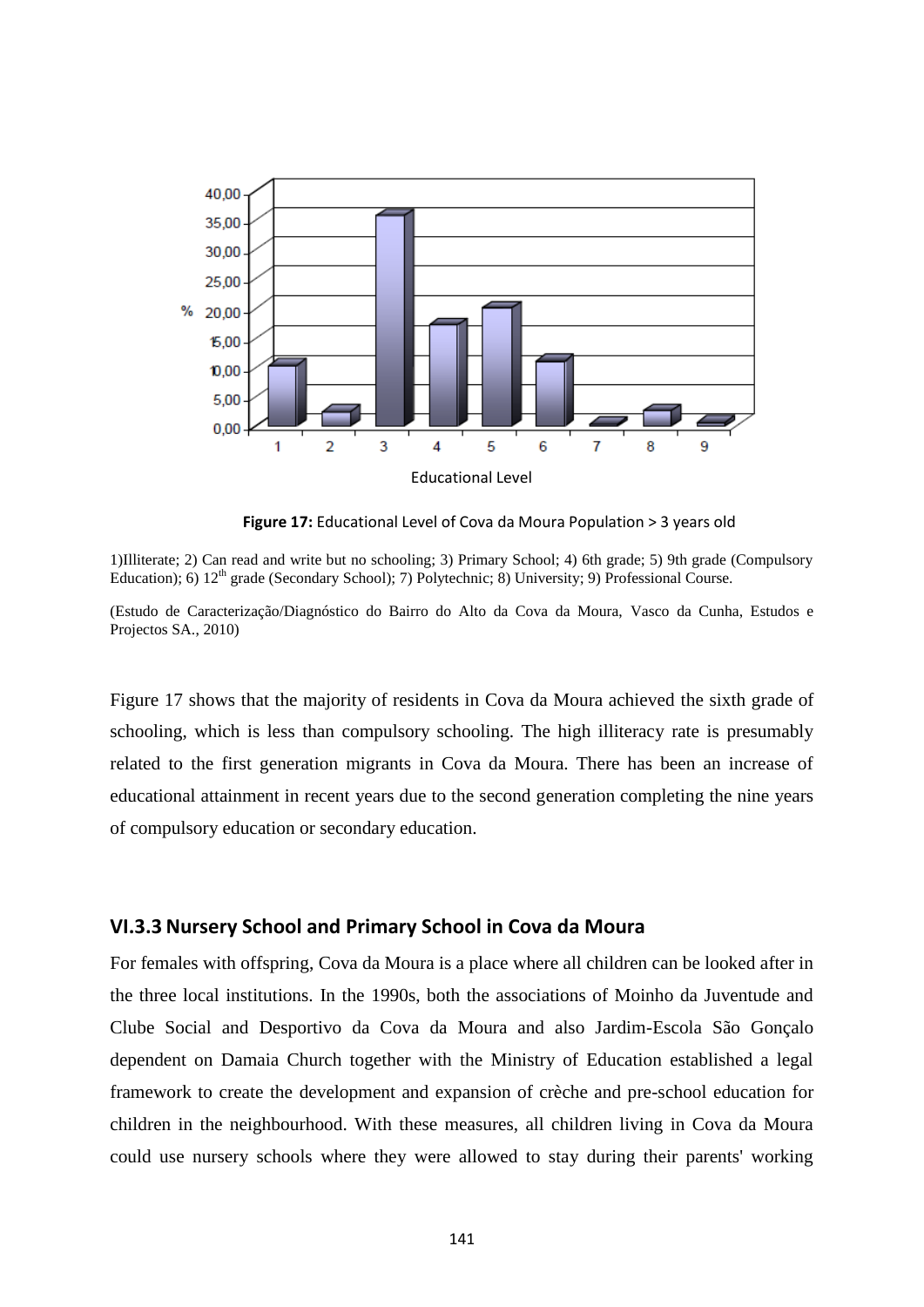**Figure 17:** Educational Level of Cova da Moura Population > 3 years old

1)Illiterate; 2) Can read and write but no schooling; 3) Primary School; 4) 6th grade; 5) 9th grade (Compulsory Education); 6) 12th grade (Secondary School); 7) Polytechnic; 8) University; 9) Professional Course.

(Estudo de Caracterização/Diagnóstico do Bairro do Alto da Cova da Moura, Vasco da Cunha, Estudos e Projectos SA., 2010)

Figure 17 shows that the majority of residents in Cova da Moura achieved the sixth grade of schooling, which is less than compulsory schooling. The high illiteracy rate is presumably related to the first generation migrants in Cova da Moura. There has been an increase of educational attainment in recent years due to the second generation completing the nine years of compulsory education or secondary education.

### VI.3.3 Nursery School and Primary School in Cova da Moura

For females with offspring, Cova da Moura is a place where all children can be looked after in the three local institutions. In the 1990s, both the associations of Moinho da Juventude and Clube Social and Desportivo da Cova da Moura and also Jardim-Escola São Gonçalo dependent on Damaia Church together with the Ministry of Education established a legal framework to create the development and expansion of crèche and pre-school education for children in the neighbourhood. With these measures, all children living in Cova da Moura could use nursery schools where they were allowed to stay during their parents' working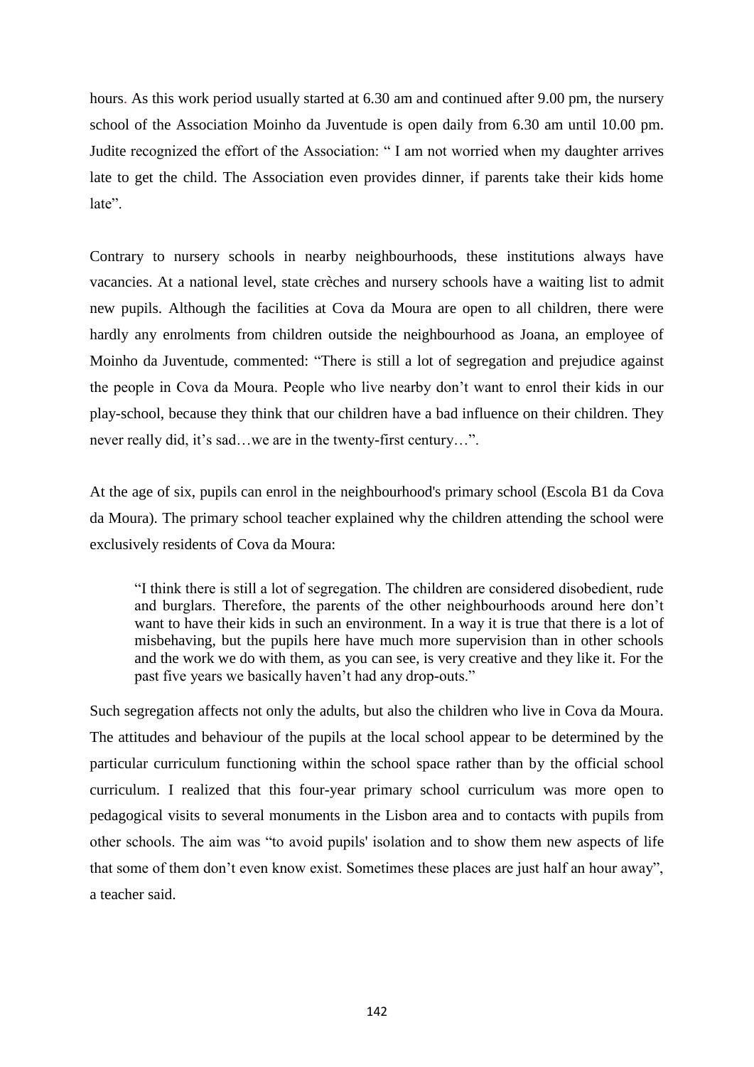hours. As this work period usually started at 6.30 am and continued after 9.00 pm, the nursery school of the Association Moinho da Juventude is open daily from 6.30 am until 10.00 pm. Judite recognized the effort of the Association: " I am not worried when my daughter arrives late to get the child. The Association even provides dinner, if parents take their kids home late".

Contrary to nursery schools in nearby neighbourhoods, these institutions always have vacancies. At a national level, state crèches and nursery schools have a waiting list to admit new pupils. Although the facilities at Cova da Moura are open to all children, there were hardly any enrolments from children outside the neighbourhood as Joana, an employee of Moinho da Juventude, commented: "There is still a lot of segregation and prejudice against the people in Cova da Moura. People who live nearby don't want to enrol their kids in our play-school, because they think that our children have a bad influence on their children. They never really did, it's sad…we are in the twenty-first century…".

At the age of six, pupils can enrol in the neighbourhood's primary school (Escola B1 da Cova da Moura). The primary school teacher explained why the children attending the school were exclusively residents of Cova da Moura:

> "I think there is still a lot of segregation. The children are considered disobedient, rude and burglars. Therefore, the parents of the other neighbourhoods around here don't want to have their kids in such an environment. In a way it is true that there is a lot of misbehaving, but the pupils here have much more supervision than in other schools and the work we do with them, as you can see, is very creative and they like it. For the past five years we basically haven't had any drop-outs."

Such segregation affects not only the adults, but also the children who live in Cova da Moura. The attitudes and behaviour of the pupils at the local school appear to be determined by the particular curriculum functioning within the school space rather than by the official school curriculum. I realized that this four-year primary school curriculum was more open to pedagogical visits to several monuments in the Lisbon area and to contacts with pupils from other schools. The aim was "to avoid pupils' isolation and to show them new aspects of life that some of them don't even know exist. Sometimes these places are just half an hour away", a teacher said.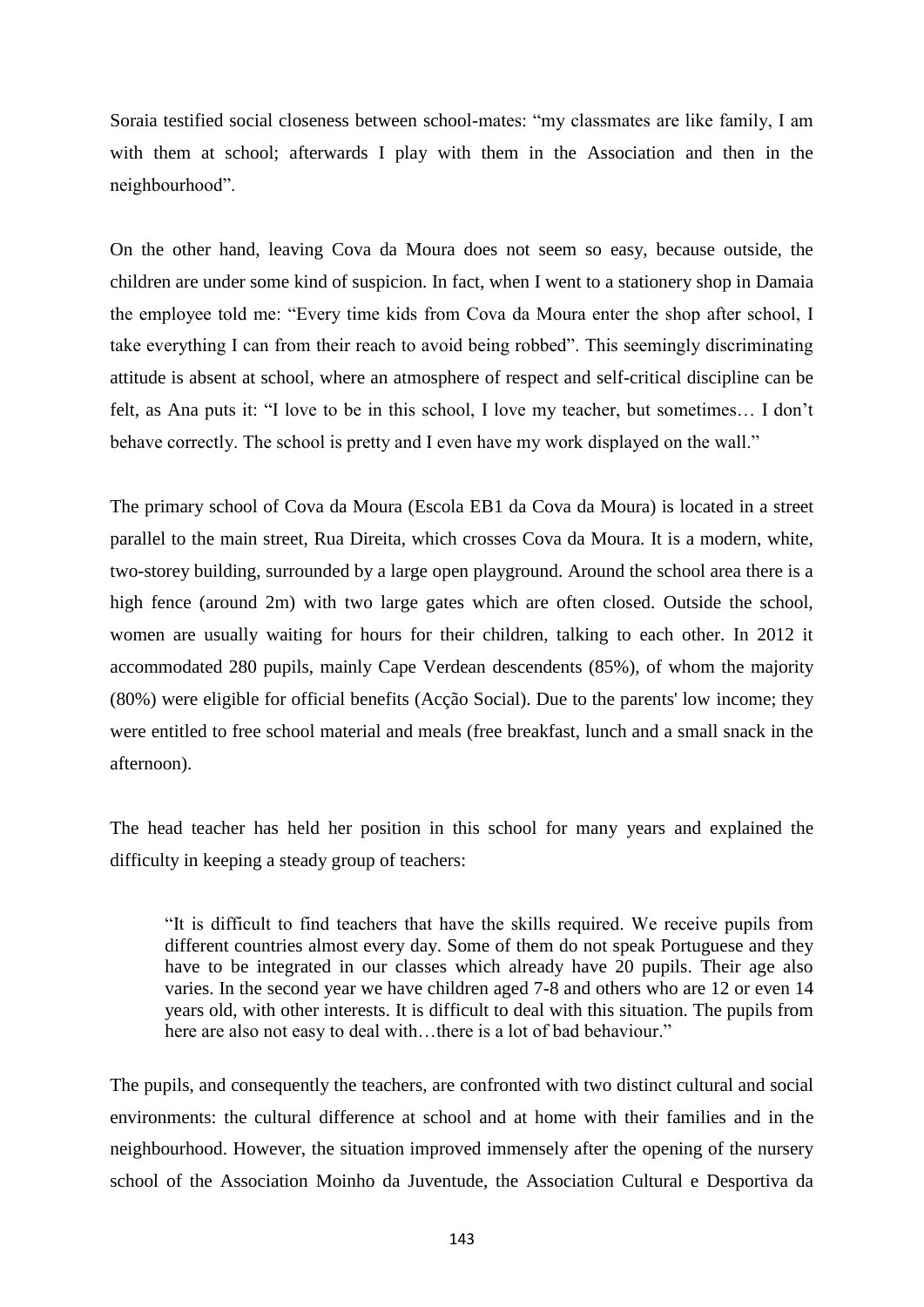Soraia testified social closeness between school-mates: "my classmates are like family, I am with them at school; afterwards I play with them in the Association and then in the neighbourhood".

On the other hand, leaving Cova da Moura does not seem so easy, because outside, the children are under some kind of suspicion. In fact, when I went to a stationery shop in Damaia the employee told me: "Every time kids from Cova da Moura enter the shop after school, I take everything I can from their reach to avoid being robbed". This seemingly discriminating attitude is absent at school, where an atmosphere of respect and self-critical discipline can be felt, as Ana puts it: "I love to be in this school, I love my teacher, but sometimes… I don't behave correctly. The school is pretty and I even have my work displayed on the wall."

The primary school of Cova da Moura (Escola EB1 da Cova da Moura) is located in a street parallel to the main street, Rua Direita, which crosses Cova da Moura. It is a modern, white, two-storey building, surrounded by a large open playground. Around the school area there is a high fence (around 2m) with two large gates which are often closed. Outside the school, women are usually waiting for hours for their children, talking to each other. In 2012 it accommodated 280 pupils, mainly Cape Verdean descendents (85%), of whom the majority (80%) were eligible for official benefits (Acção Social). Due to the parents' low income; they were entitled to free school material and meals (free breakfast, lunch and a small snack in the afternoon).

The head teacher has held her position in this school for many years and explained the difficulty in keeping a steady group of teachers:

> "It is difficult to find teachers that have the skills required. We receive pupils from different countries almost every day. Some of them do not speak Portuguese and they have to be integrated in our classes which already have 20 pupils. Their age also varies. In the second year we have children aged 7-8 and others who are 12 or even 14 years old, with other interests. It is difficult to deal with this situation. The pupils from here are also not easy to deal with…there is a lot of bad behaviour."

The pupils, and consequently the teachers, are confronted with two distinct cultural and social environments: the cultural difference at school and at home with their families and in the neighbourhood. However, the situation improved immensely after the opening of the nursery school of the Association Moinho da Juventude, the Association Cultural e Desportiva da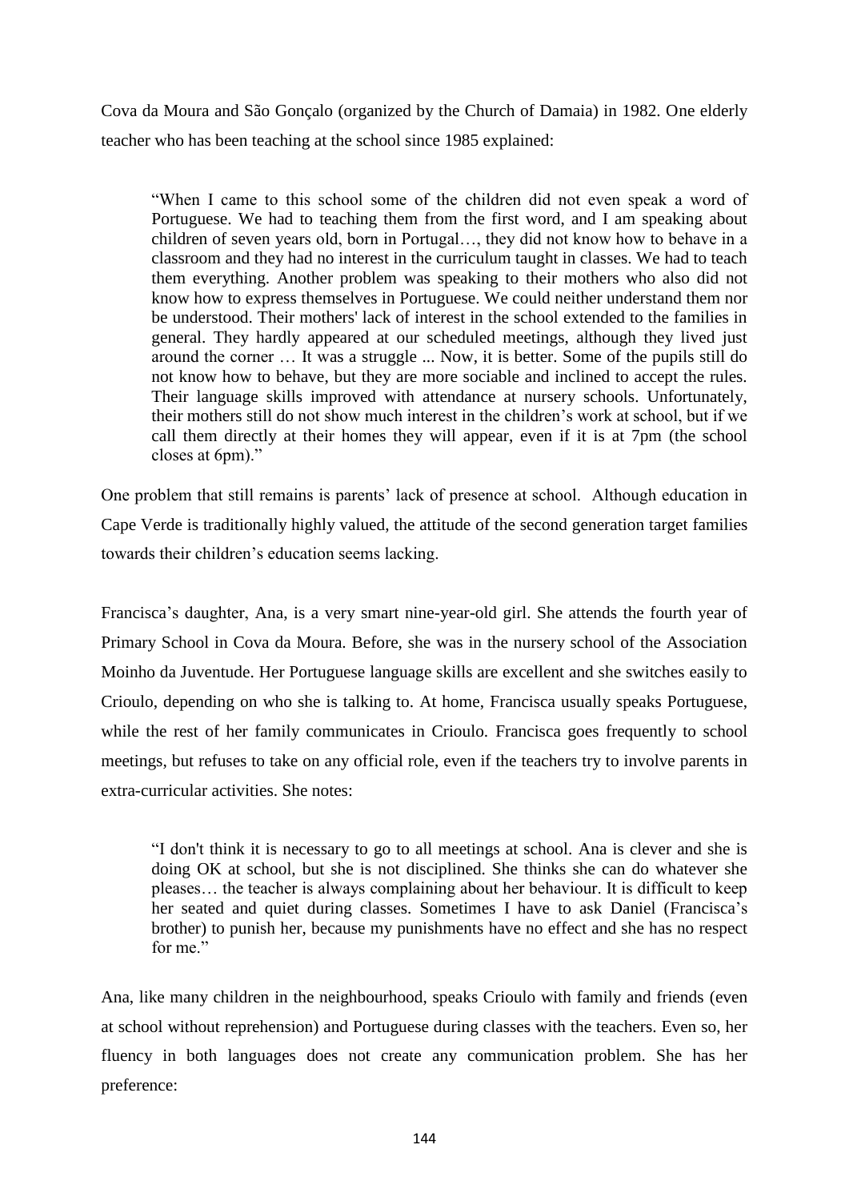Cova da Moura and São Gonçalo (organized by the Church of Damaia) in 1982. One elderly teacher who has been teaching at the school since 1985 explained:

> "When I came to this school some of the children did not even speak a word of Portuguese. We had to teaching them from the first word, and I am speaking about children of seven years old, born in Portugal…, they did not know how to behave in a classroom and they had no interest in the curriculum taught in classes. We had to teach them everything. Another problem was speaking to their mothers who also did not know how to express themselves in Portuguese. We could neither understand them nor be understood. Their mothers' lack of interest in the school extended to the families in general. They hardly appeared at our scheduled meetings, although they lived just around the corner … It was a struggle ... Now, it is better. Some of the pupils still do not know how to behave, but they are more sociable and inclined to accept the rules. Their language skills improved with attendance at nursery schools. Unfortunately, their mothers still do not show much interest in the children's work at school, but if we call them directly at their homes they will appear, even if it is at 7pm (the school closes at 6pm)."

One problem that still remains is parents' lack of presence at school. Although education in Cape Verde is traditionally highly valued, the attitude of the second generation target families towards their children's education seems lacking.

Francisca's daughter, Ana, is a very smart nine-year-old girl. She attends the fourth year of Primary School in Cova da Moura. Before, she was in the nursery school of the Association Moinho da Juventude. Her Portuguese language skills are excellent and she switches easily to Crioulo, depending on who she is talking to. At home, Francisca usually speaks Portuguese, while the rest of her family communicates in Crioulo. Francisca goes frequently to school meetings, but refuses to take on any official role, even if the teachers try to involve parents in extra-curricular activities. She notes:

> "I don't think it is necessary to go to all meetings at school. Ana is clever and she is doing OK at school, but she is not disciplined. She thinks she can do whatever she pleases… the teacher is always complaining about her behaviour. It is difficult to keep her seated and quiet during classes. Sometimes I have to ask Daniel (Francisca's brother) to punish her, because my punishments have no effect and she has no respect for me."

Ana, like many children in the neighbourhood, speaks Crioulo with family and friends (even at school without reprehension) and Portuguese during classes with the teachers. Even so, her fluency in both languages does not create any communication problem. She has her preference: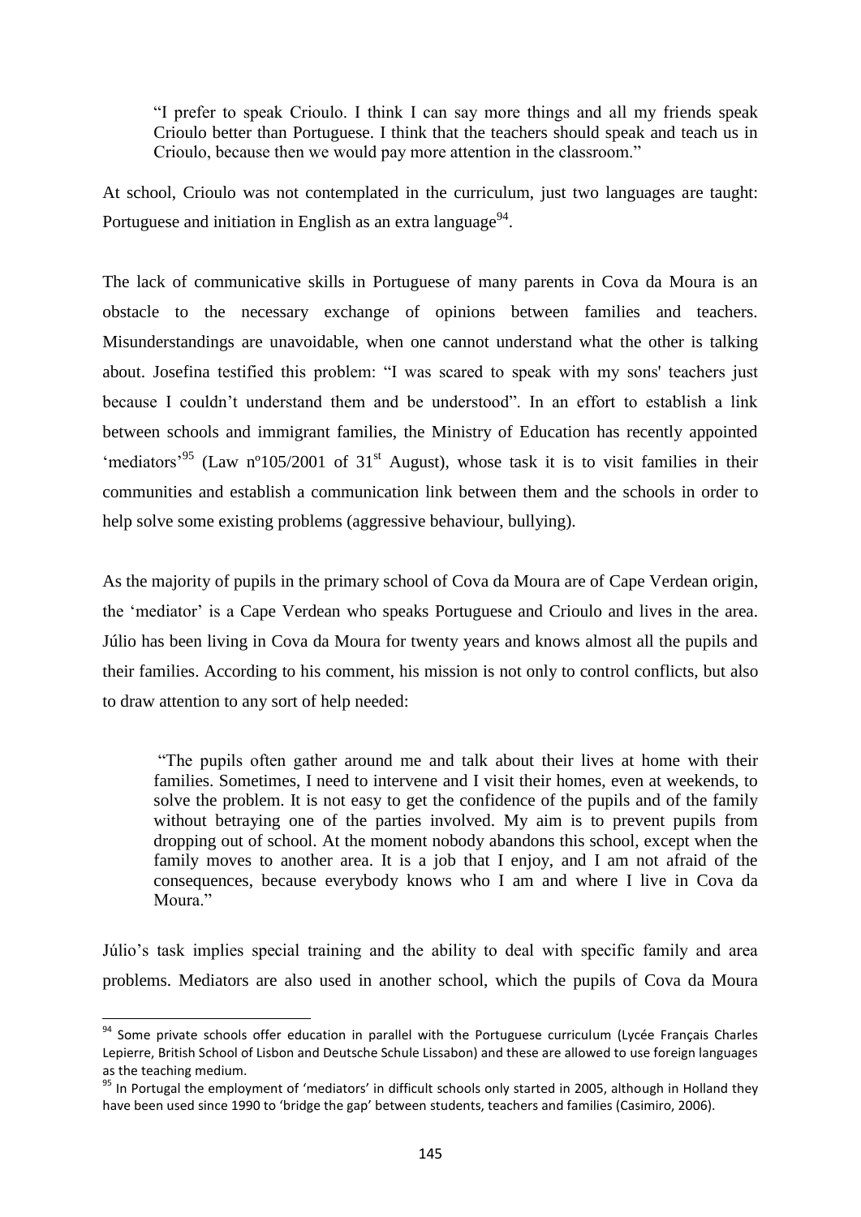> "I prefer to speak Crioulo. I think I can say more things and all my friends speak Crioulo better than Portuguese. I think that the teachers should speak and teach us in Crioulo, because then we would pay more attention in the classroom."

At school, Crioulo was not contemplated in the curriculum, just two languages are taught: Portuguese and initiation in English as an extra language[94].

The lack of communicative skills in Portuguese of many parents in Cova da Moura is an obstacle to the necessary exchange of opinions between families and teachers. Misunderstandings are unavoidable, when one cannot understand what the other is talking about. Josefina testified this problem: "I was scared to speak with my sons' teachers just because I couldn't understand them and be understood". In an effort to establish a link between schools and immigrant families, the Ministry of Education has recently appointed 'mediators'[95] (Law nº105/2001 of 31st August), whose task it is to visit families in their communities and establish a communication link between them and the schools in order to help solve some existing problems (aggressive behaviour, bullying).

As the majority of pupils in the primary school of Cova da Moura are of Cape Verdean origin, the 'mediator' is a Cape Verdean who speaks Portuguese and Crioulo and lives in the area. Júlio has been living in Cova da Moura for twenty years and knows almost all the pupils and their families. According to his comment, his mission is not only to control conflicts, but also to draw attention to any sort of help needed:

> "The pupils often gather around me and talk about their lives at home with their families. Sometimes, I need to intervene and I visit their homes, even at weekends, to solve the problem. It is not easy to get the confidence of the pupils and of the family without betraying one of the parties involved. My aim is to prevent pupils from dropping out of school. At the moment nobody abandons this school, except when the family moves to another area. It is a job that I enjoy, and I am not afraid of the consequences, because everybody knows who I am and where I live in Cova da Moura."

Júlio's task implies special training and the ability to deal with specific family and area problems. Mediators are also used in another school, which the pupils of Cova da Moura

---

[94] Some private schools offer education in parallel with the Portuguese curriculum (Lycée Français Charles Lepierre, British School of Lisbon and Deutsche Schule Lissabon) and these are allowed to use foreign languages as the teaching medium.

[95] In Portugal the employment of 'mediators' in difficult schools only started in 2005, although in Holland they have been used since 1990 to 'bridge the gap' between students, teachers and families (Casimiro, 2006).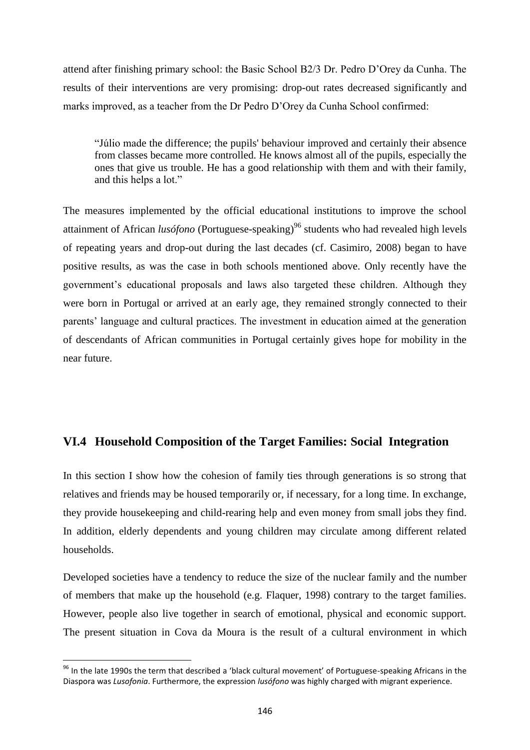attend after finishing primary school: the Basic School B2/3 Dr. Pedro D'Orey da Cunha. The results of their interventions are very promising: drop-out rates decreased significantly and marks improved, as a teacher from the Dr Pedro D'Orey da Cunha School confirmed:

> "Júlio made the difference; the pupils' behaviour improved and certainly their absence from classes became more controlled. He knows almost all of the pupils, especially the ones that give us trouble. He has a good relationship with them and with their family, and this helps a lot."

The measures implemented by the official educational institutions to improve the school attainment of African *lusófono* (Portuguese-speaking)[96] students who had revealed high levels of repeating years and drop-out during the last decades (cf. Casimiro, 2008) began to have positive results, as was the case in both schools mentioned above. Only recently have the government's educational proposals and laws also targeted these children. Although they were born in Portugal or arrived at an early age, they remained strongly connected to their parents' language and cultural practices. The investment in education aimed at the generation of descendants of African communities in Portugal certainly gives hope for mobility in the near future.

## VI.4 Household Composition of the Target Families: Social Integration

In this section I show how the cohesion of family ties through generations is so strong that relatives and friends may be housed temporarily or, if necessary, for a long time. In exchange, they provide housekeeping and child-rearing help and even money from small jobs they find. In addition, elderly dependents and young children may circulate among different related households.

Developed societies have a tendency to reduce the size of the nuclear family and the number of members that make up the household (e.g. Flaquer, 1998) contrary to the target families. However, people also live together in search of emotional, physical and economic support. The present situation in Cova da Moura is the result of a cultural environment in which

---

[96] In the late 1990s the term that described a 'black cultural movement' of Portuguese-speaking Africans in the Diaspora was *Lusofonia*. Furthermore, the expression *lusófono* was highly charged with migrant experience.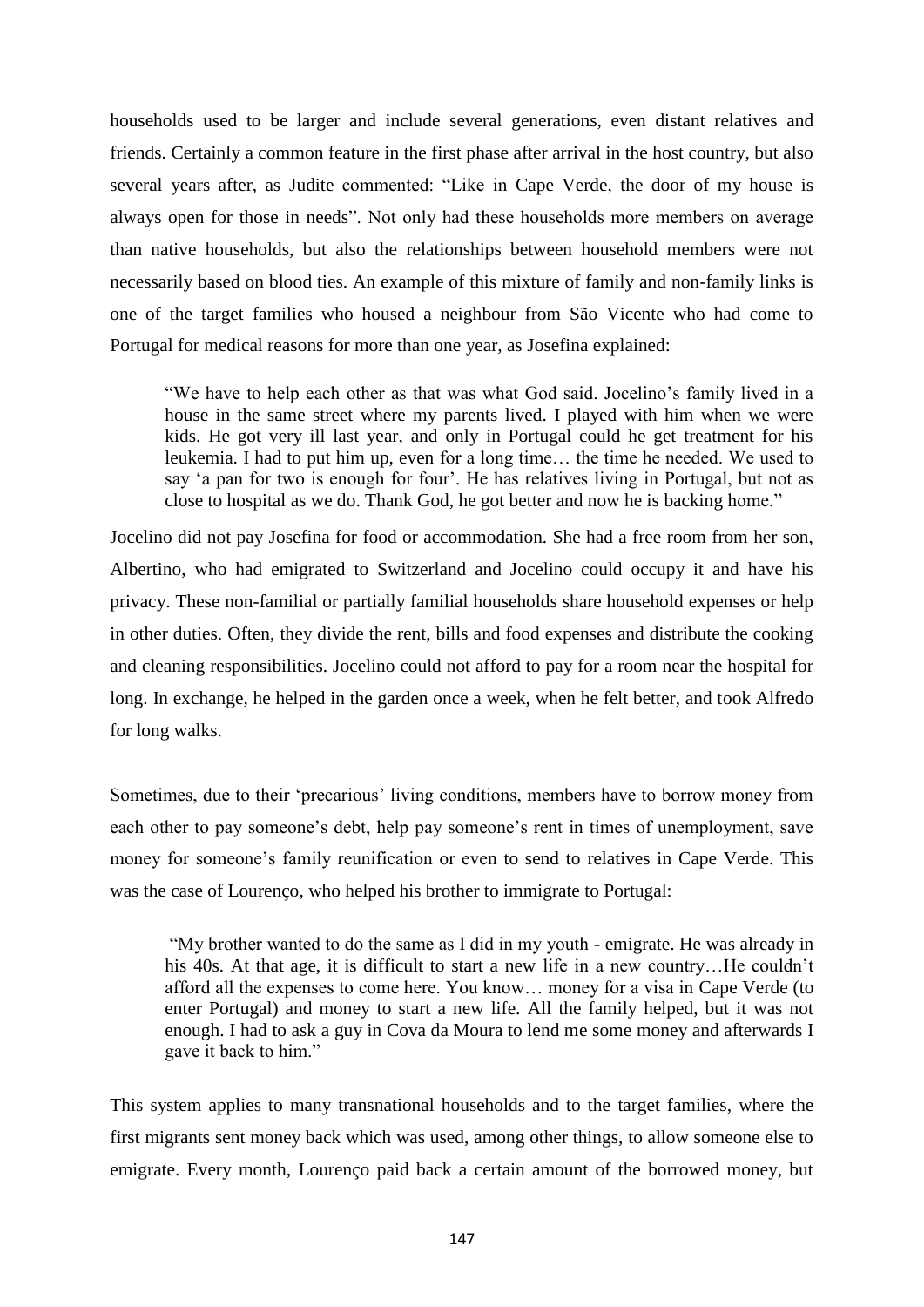households used to be larger and include several generations, even distant relatives and friends. Certainly a common feature in the first phase after arrival in the host country, but also several years after, as Judite commented: "Like in Cape Verde, the door of my house is always open for those in needs". Not only had these households more members on average than native households, but also the relationships between household members were not necessarily based on blood ties. An example of this mixture of family and non-family links is one of the target families who housed a neighbour from São Vicente who had come to Portugal for medical reasons for more than one year, as Josefina explained:

> "We have to help each other as that was what God said. Jocelino's family lived in a house in the same street where my parents lived. I played with him when we were kids. He got very ill last year, and only in Portugal could he get treatment for his leukemia. I had to put him up, even for a long time… the time he needed. We used to say 'a pan for two is enough for four'. He has relatives living in Portugal, but not as close to hospital as we do. Thank God, he got better and now he is backing home."

Jocelino did not pay Josefina for food or accommodation. She had a free room from her son, Albertino, who had emigrated to Switzerland and Jocelino could occupy it and have his privacy. These non-familial or partially familial households share household expenses or help in other duties. Often, they divide the rent, bills and food expenses and distribute the cooking and cleaning responsibilities. Jocelino could not afford to pay for a room near the hospital for long. In exchange, he helped in the garden once a week, when he felt better, and took Alfredo for long walks.

Sometimes, due to their 'precarious' living conditions, members have to borrow money from each other to pay someone's debt, help pay someone's rent in times of unemployment, save money for someone's family reunification or even to send to relatives in Cape Verde. This was the case of Lourenço, who helped his brother to immigrate to Portugal:

> "My brother wanted to do the same as I did in my youth - emigrate. He was already in his 40s. At that age, it is difficult to start a new life in a new country…He couldn't afford all the expenses to come here. You know… money for a visa in Cape Verde (to enter Portugal) and money to start a new life. All the family helped, but it was not enough. I had to ask a guy in Cova da Moura to lend me some money and afterwards I gave it back to him."

This system applies to many transnational households and to the target families, where the first migrants sent money back which was used, among other things, to allow someone else to emigrate. Every month, Lourenço paid back a certain amount of the borrowed money, but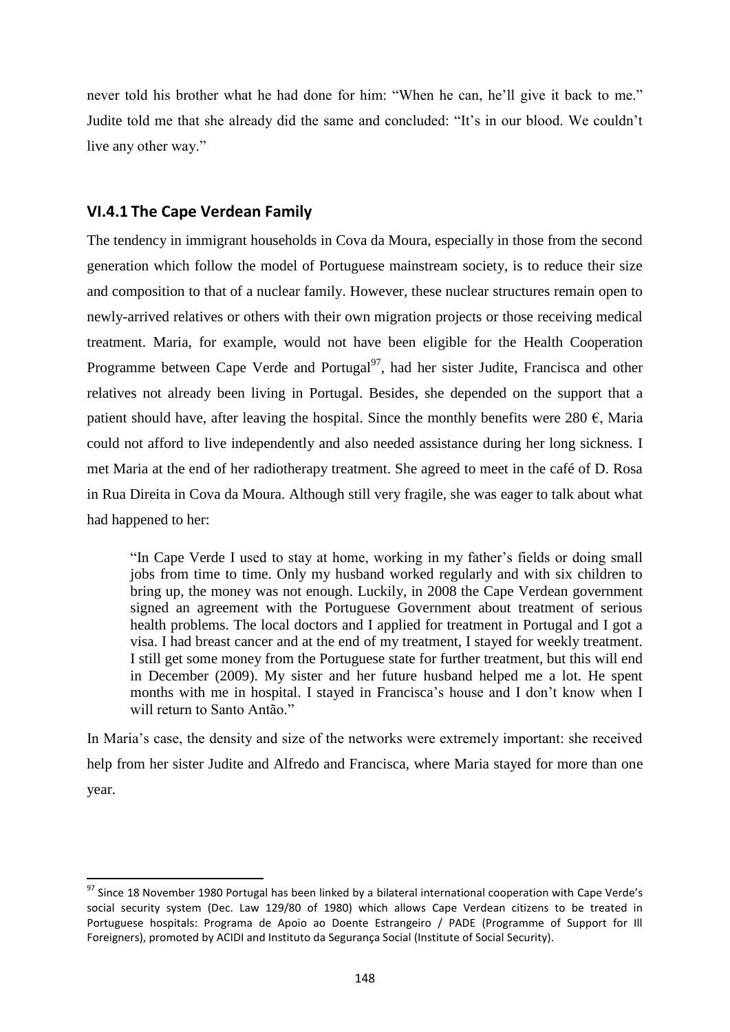never told his brother what he had done for him: "When he can, he'll give it back to me." Judite told me that she already did the same and concluded: "It's in our blood. We couldn't live any other way."

### VI.4.1 The Cape Verdean Family

The tendency in immigrant households in Cova da Moura, especially in those from the second generation which follow the model of Portuguese mainstream society, is to reduce their size and composition to that of a nuclear family. However, these nuclear structures remain open to newly-arrived relatives or others with their own migration projects or those receiving medical treatment. Maria, for example, would not have been eligible for the Health Cooperation Programme between Cape Verde and Portugal[97], had her sister Judite, Francisca and other relatives not already been living in Portugal. Besides, she depended on the support that a patient should have, after leaving the hospital. Since the monthly benefits were 280 €, Maria could not afford to live independently and also needed assistance during her long sickness. I met Maria at the end of her radiotherapy treatment. She agreed to meet in the café of D. Rosa in Rua Direita in Cova da Moura. Although still very fragile, she was eager to talk about what had happened to her:

> "In Cape Verde I used to stay at home, working in my father's fields or doing small jobs from time to time. Only my husband worked regularly and with six children to bring up, the money was not enough. Luckily, in 2008 the Cape Verdean government signed an agreement with the Portuguese Government about treatment of serious health problems. The local doctors and I applied for treatment in Portugal and I got a visa. I had breast cancer and at the end of my treatment, I stayed for weekly treatment. I still get some money from the Portuguese state for further treatment, but this will end in December (2009). My sister and her future husband helped me a lot. He spent months with me in hospital. I stayed in Francisca's house and I don't know when I will return to Santo Antão."

In Maria's case, the density and size of the networks were extremely important: she received help from her sister Judite and Alfredo and Francisca, where Maria stayed for more than one year.

---

[97] Since 18 November 1980 Portugal has been linked by a bilateral international cooperation with Cape Verde's social security system (Dec. Law 129/80 of 1980) which allows Cape Verdean citizens to be treated in Portuguese hospitals: Programa de Apoio ao Doente Estrangeiro / PADE (Programme of Support for Ill Foreigners), promoted by ACIDI and Instituto da Segurança Social (Institute of Social Security).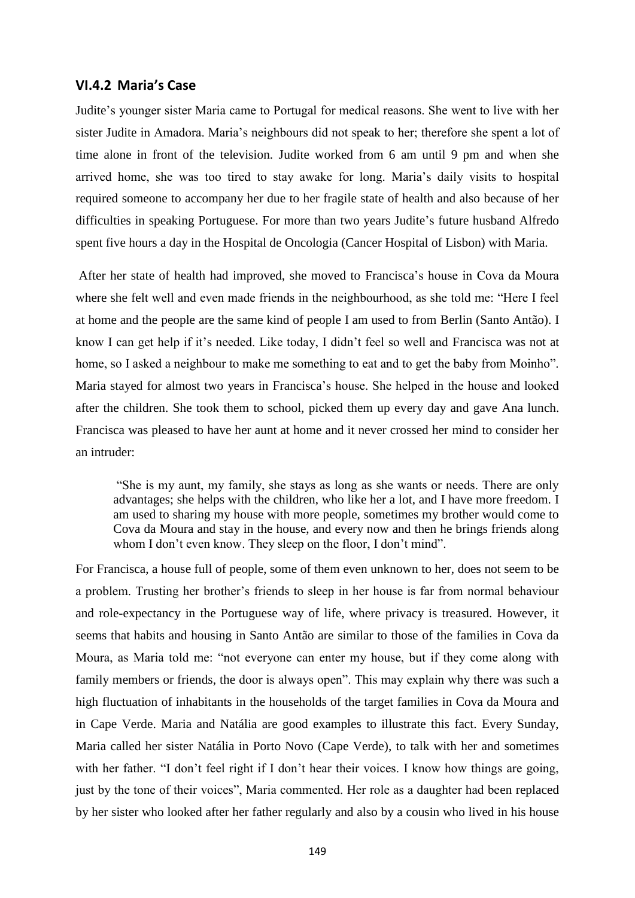### VI.4.2 Maria's Case

Judite's younger sister Maria came to Portugal for medical reasons. She went to live with her sister Judite in Amadora. Maria's neighbours did not speak to her; therefore she spent a lot of time alone in front of the television. Judite worked from 6 am until 9 pm and when she arrived home, she was too tired to stay awake for long. Maria's daily visits to hospital required someone to accompany her due to her fragile state of health and also because of her difficulties in speaking Portuguese. For more than two years Judite's future husband Alfredo spent five hours a day in the Hospital de Oncologia (Cancer Hospital of Lisbon) with Maria.

After her state of health had improved, she moved to Francisca's house in Cova da Moura where she felt well and even made friends in the neighbourhood, as she told me: "Here I feel at home and the people are the same kind of people I am used to from Berlin (Santo Antão). I know I can get help if it's needed. Like today, I didn't feel so well and Francisca was not at home, so I asked a neighbour to make me something to eat and to get the baby from Moinho". Maria stayed for almost two years in Francisca's house. She helped in the house and looked after the children. She took them to school, picked them up every day and gave Ana lunch. Francisca was pleased to have her aunt at home and it never crossed her mind to consider her an intruder:

> "She is my aunt, my family, she stays as long as she wants or needs. There are only advantages; she helps with the children, who like her a lot, and I have more freedom. I am used to sharing my house with more people, sometimes my brother would come to Cova da Moura and stay in the house, and every now and then he brings friends along whom I don't even know. They sleep on the floor, I don't mind".

For Francisca, a house full of people, some of them even unknown to her, does not seem to be a problem. Trusting her brother's friends to sleep in her house is far from normal behaviour and role-expectancy in the Portuguese way of life, where privacy is treasured. However, it seems that habits and housing in Santo Antão are similar to those of the families in Cova da Moura, as Maria told me: "not everyone can enter my house, but if they come along with family members or friends, the door is always open". This may explain why there was such a high fluctuation of inhabitants in the households of the target families in Cova da Moura and in Cape Verde. Maria and Natália are good examples to illustrate this fact. Every Sunday, Maria called her sister Natália in Porto Novo (Cape Verde), to talk with her and sometimes with her father. "I don't feel right if I don't hear their voices. I know how things are going, just by the tone of their voices", Maria commented. Her role as a daughter had been replaced by her sister who looked after her father regularly and also by a cousin who lived in his house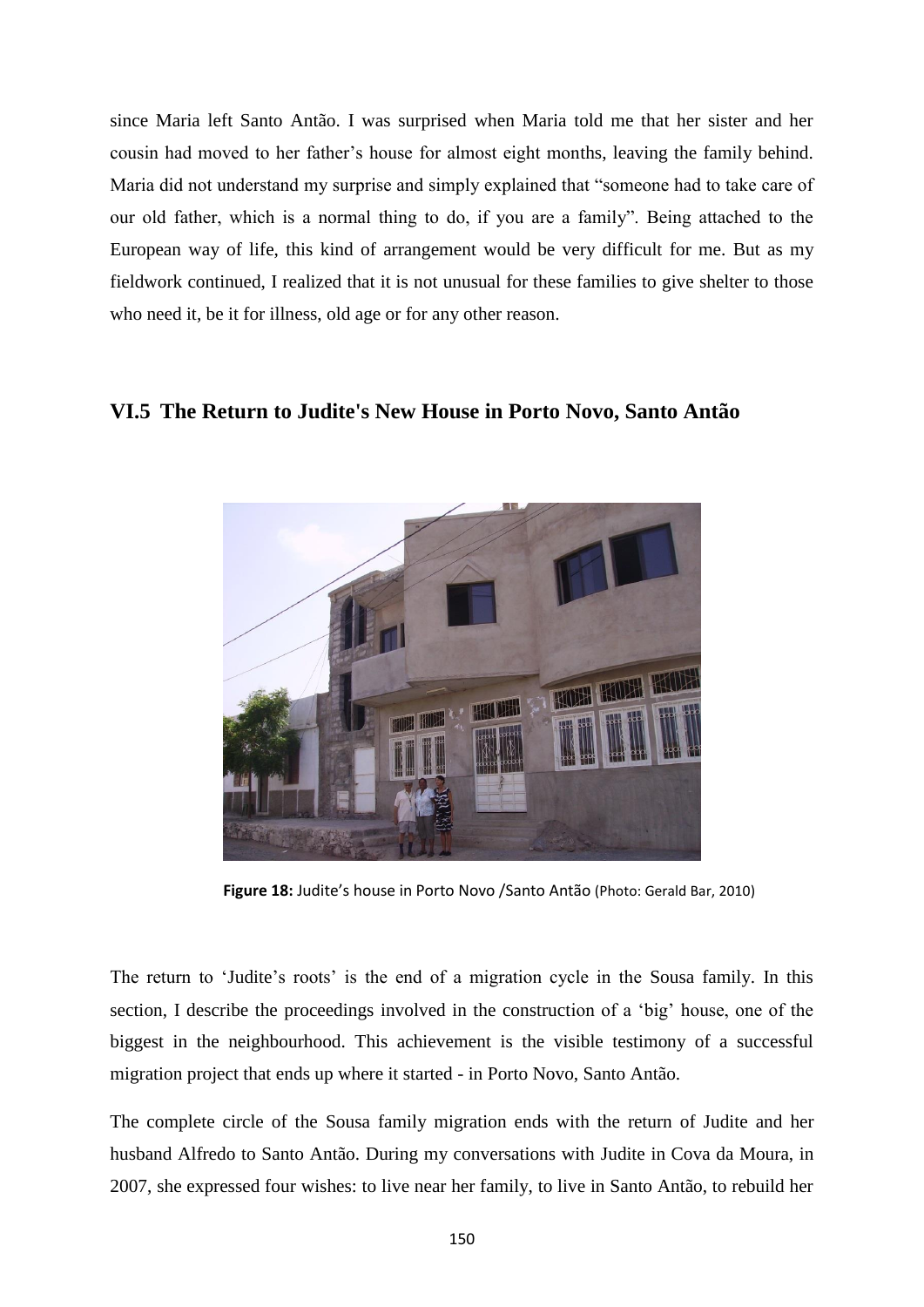since Maria left Santo Antão. I was surprised when Maria told me that her sister and her cousin had moved to her father's house for almost eight months, leaving the family behind. Maria did not understand my surprise and simply explained that "someone had to take care of our old father, which is a normal thing to do, if you are a family". Being attached to the European way of life, this kind of arrangement would be very difficult for me. But as my fieldwork continued, I realized that it is not unusual for these families to give shelter to those who need it, be it for illness, old age or for any other reason.

## VI.5 The Return to Judite's New House in Porto Novo, Santo Antão

**Figure 18:** Judite's house in Porto Novo /Santo Antão (Photo: Gerald Bar, 2010)

The return to 'Judite's roots' is the end of a migration cycle in the Sousa family. In this section, I describe the proceedings involved in the construction of a 'big' house, one of the biggest in the neighbourhood. This achievement is the visible testimony of a successful migration project that ends up where it started - in Porto Novo, Santo Antão.

The complete circle of the Sousa family migration ends with the return of Judite and her husband Alfredo to Santo Antão. During my conversations with Judite in Cova da Moura, in 2007, she expressed four wishes: to live near her family, to live in Santo Antão, to rebuild her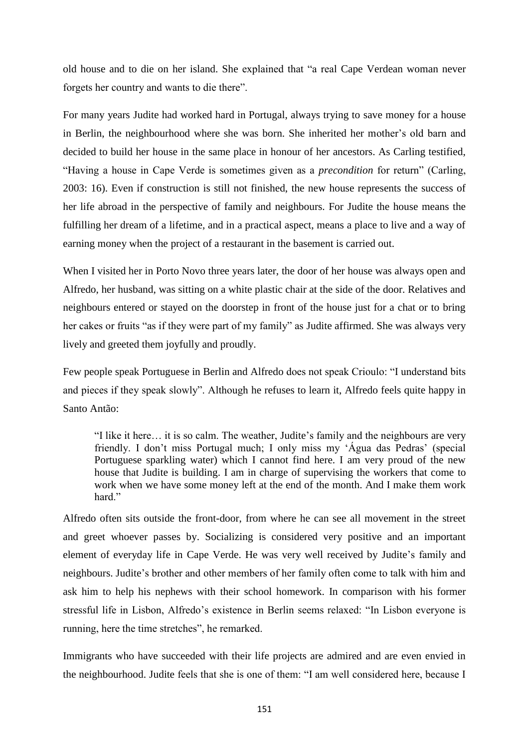old house and to die on her island. She explained that "a real Cape Verdean woman never forgets her country and wants to die there".

For many years Judite had worked hard in Portugal, always trying to save money for a house in Berlin, the neighbourhood where she was born. She inherited her mother's old barn and decided to build her house in the same place in honour of her ancestors. As Carling testified, "Having a house in Cape Verde is sometimes given as a *precondition* for return" (Carling, 2003: 16). Even if construction is still not finished, the new house represents the success of her life abroad in the perspective of family and neighbours. For Judite the house means the fulfilling her dream of a lifetime, and in a practical aspect, means a place to live and a way of earning money when the project of a restaurant in the basement is carried out.

When I visited her in Porto Novo three years later, the door of her house was always open and Alfredo, her husband, was sitting on a white plastic chair at the side of the door. Relatives and neighbours entered or stayed on the doorstep in front of the house just for a chat or to bring her cakes or fruits "as if they were part of my family" as Judite affirmed. She was always very lively and greeted them joyfully and proudly.

Few people speak Portuguese in Berlin and Alfredo does not speak Crioulo: "I understand bits and pieces if they speak slowly". Although he refuses to learn it, Alfredo feels quite happy in Santo Antão:

> "I like it here… it is so calm. The weather, Judite's family and the neighbours are very friendly. I don't miss Portugal much; I only miss my 'Água das Pedras' (special Portuguese sparkling water) which I cannot find here. I am very proud of the new house that Judite is building. I am in charge of supervising the workers that come to work when we have some money left at the end of the month. And I make them work hard."

Alfredo often sits outside the front-door, from where he can see all movement in the street and greet whoever passes by. Socializing is considered very positive and an important element of everyday life in Cape Verde. He was very well received by Judite's family and neighbours. Judite's brother and other members of her family often come to talk with him and ask him to help his nephews with their school homework. In comparison with his former stressful life in Lisbon, Alfredo's existence in Berlin seems relaxed: "In Lisbon everyone is running, here the time stretches", he remarked.

Immigrants who have succeeded with their life projects are admired and are even envied in the neighbourhood. Judite feels that she is one of them: "I am well considered here, because I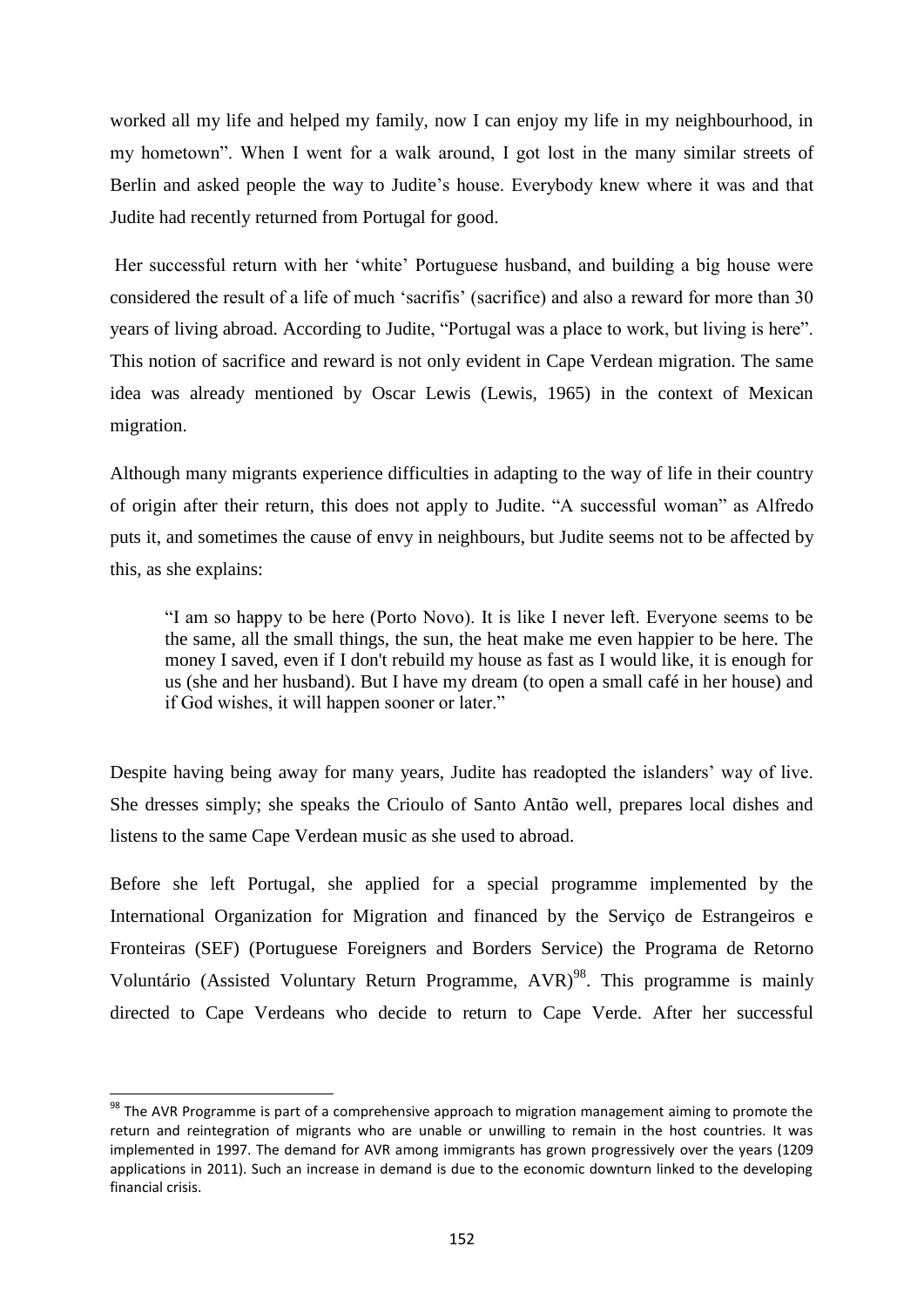worked all my life and helped my family, now I can enjoy my life in my neighbourhood, in my hometown". When I went for a walk around, I got lost in the many similar streets of Berlin and asked people the way to Judite's house. Everybody knew where it was and that Judite had recently returned from Portugal for good.

Her successful return with her 'white' Portuguese husband, and building a big house were considered the result of a life of much 'sacrifis' (sacrifice) and also a reward for more than 30 years of living abroad. According to Judite, "Portugal was a place to work, but living is here". This notion of sacrifice and reward is not only evident in Cape Verdean migration. The same idea was already mentioned by Oscar Lewis (Lewis, 1965) in the context of Mexican migration.

Although many migrants experience difficulties in adapting to the way of life in their country of origin after their return, this does not apply to Judite. "A successful woman" as Alfredo puts it, and sometimes the cause of envy in neighbours, but Judite seems not to be affected by this, as she explains:

> "I am so happy to be here (Porto Novo). It is like I never left. Everyone seems to be the same, all the small things, the sun, the heat make me even happier to be here. The money I saved, even if I don't rebuild my house as fast as I would like, it is enough for us (she and her husband). But I have my dream (to open a small café in her house) and if God wishes, it will happen sooner or later."

Despite having being away for many years, Judite has readopted the islanders' way of live. She dresses simply; she speaks the Crioulo of Santo Antão well, prepares local dishes and listens to the same Cape Verdean music as she used to abroad.

Before she left Portugal, she applied for a special programme implemented by the International Organization for Migration and financed by the Serviço de Estrangeiros e Fronteiras (SEF) (Portuguese Foreigners and Borders Service) the Programa de Retorno Voluntário (Assisted Voluntary Return Programme, AVR)[98]. This programme is mainly directed to Cape Verdeans who decide to return to Cape Verde. After her successful

---

[98] The AVR Programme is part of a comprehensive approach to migration management aiming to promote the return and reintegration of migrants who are unable or unwilling to remain in the host countries. It was implemented in 1997. The demand for AVR among immigrants has grown progressively over the years (1209 applications in 2011). Such an increase in demand is due to the economic downturn linked to the developing financial crisis.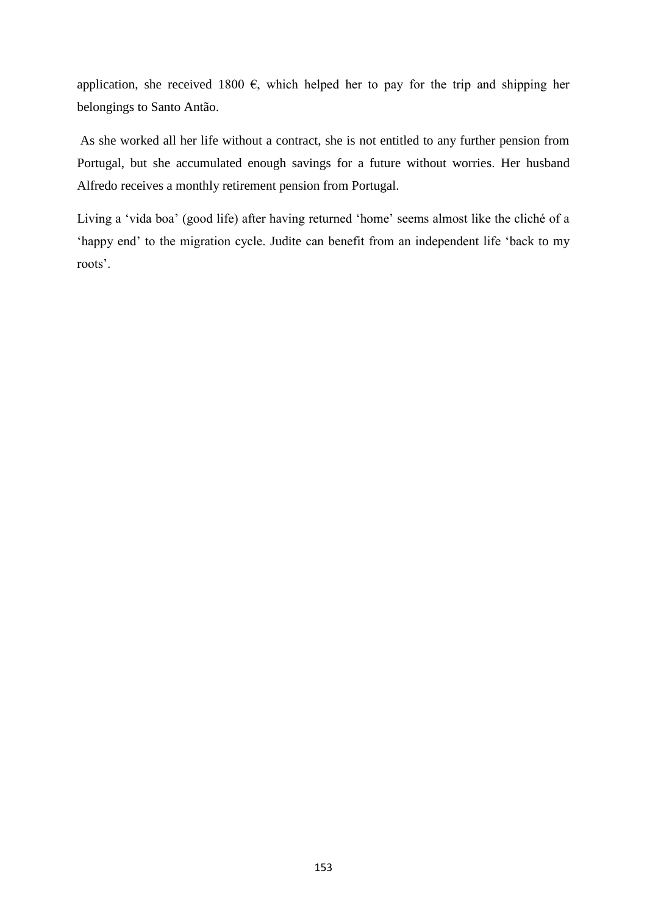application, she received 1800 €, which helped her to pay for the trip and shipping her belongings to Santo Antão.

As she worked all her life without a contract, she is not entitled to any further pension from Portugal, but she accumulated enough savings for a future without worries. Her husband Alfredo receives a monthly retirement pension from Portugal.

Living a 'vida boa' (good life) after having returned 'home' seems almost like the cliché of a 'happy end' to the migration cycle. Judite can benefit from an independent life 'back to my roots'.